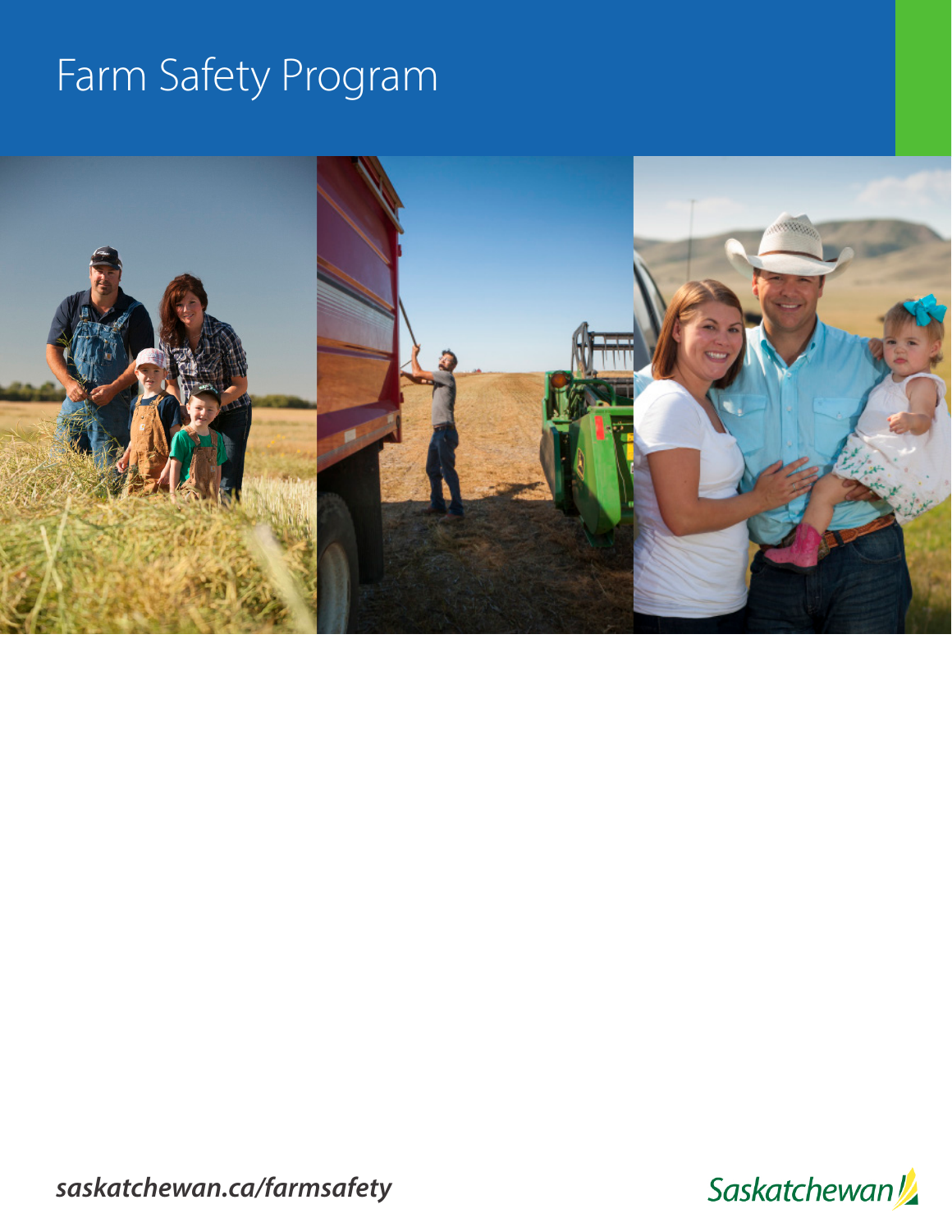# Farm Safety Program

*saskatchewan.ca/farmsafety*

Saskatchewan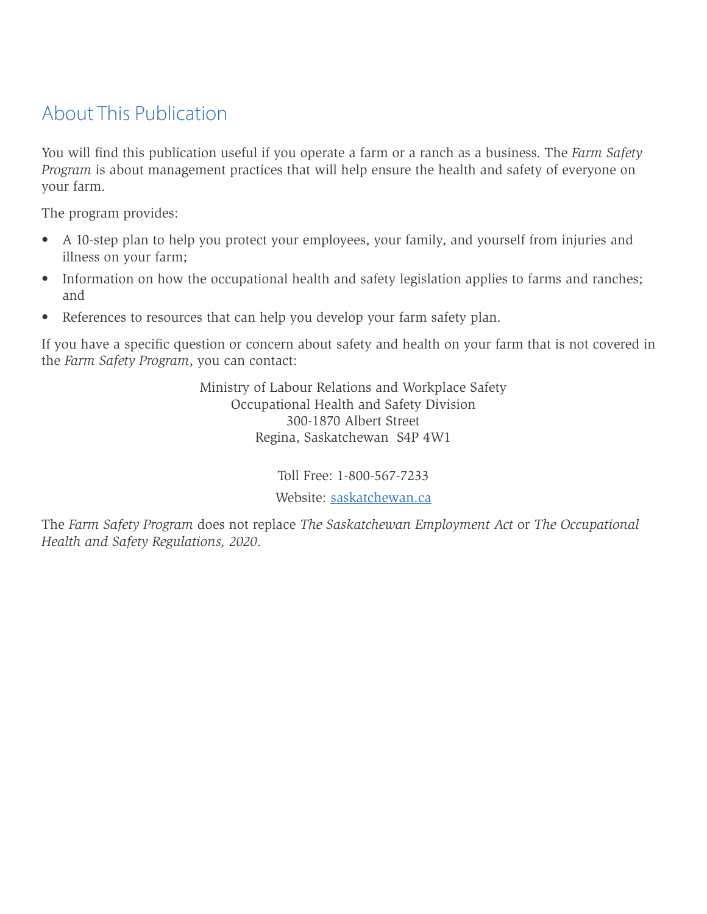## About This Publication

You will find this publication useful if you operate a farm or a ranch as a business. The *Farm Safety Program* is about management practices that will help ensure the health and safety of everyone on your farm.

The program provides:

- A 10-step plan to help you protect your employees, your family, and yourself from injuries and illness on your farm;
- Information on how the occupational health and safety legislation applies to farms and ranches; and
- References to resources that can help you develop your farm safety plan.

If you have a specific question or concern about safety and health on your farm that is not covered in the *Farm Safety Program*, you can contact:

Ministry of Labour Relations and Workplace Safety
Occupational Health and Safety Division
300-1870 Albert Street
Regina, Saskatchewan S4P 4W1

Toll Free: 1-800-567-7233

Website: [saskatchewan.ca](saskatchewan.ca)

The *Farm Safety Program* does not replace *The Saskatchewan Employment Act* or *The Occupational Health and Safety Regulations, 2020*.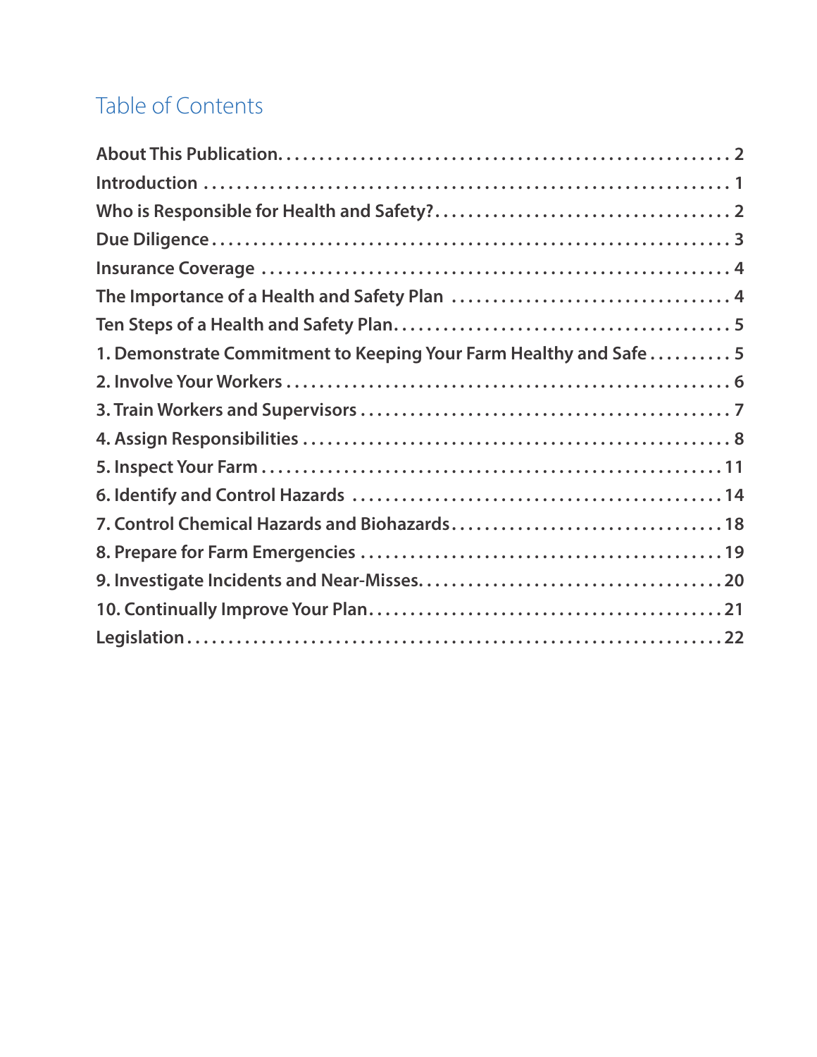# Table of Contents

**About This Publication** . . . . . . . . . . . . . . . . . . . . . . . . . . . . . . . . . . . . . . . . . . . . . . . . . . 2

**Introduction** . . . . . . . . . . . . . . . . . . . . . . . . . . . . . . . . . . . . . . . . . . . . . . . . . . . . . . . . . 1

**Who is Responsible for Health and Safety?** . . . . . . . . . . . . . . . . . . . . . . . . . . . . . . . . . . 2

**Due Diligence** . . . . . . . . . . . . . . . . . . . . . . . . . . . . . . . . . . . . . . . . . . . . . . . . . . . . . . . 3

**Insurance Coverage** . . . . . . . . . . . . . . . . . . . . . . . . . . . . . . . . . . . . . . . . . . . . . . . . . . . 4

**The Importance of a Health and Safety Plan** . . . . . . . . . . . . . . . . . . . . . . . . . . . . . . . . 4

**Ten Steps of a Health and Safety Plan** . . . . . . . . . . . . . . . . . . . . . . . . . . . . . . . . . . . . . 5

**1. Demonstrate Commitment to Keeping Your Farm Healthy and Safe** . . . . . . . . . . 5

**2. Involve Your Workers** . . . . . . . . . . . . . . . . . . . . . . . . . . . . . . . . . . . . . . . . . . . . . . . . . 6

**3. Train Workers and Supervisors** . . . . . . . . . . . . . . . . . . . . . . . . . . . . . . . . . . . . . . . . . 7

**4. Assign Responsibilities** . . . . . . . . . . . . . . . . . . . . . . . . . . . . . . . . . . . . . . . . . . . . . . . 8

**5. Inspect Your Farm** . . . . . . . . . . . . . . . . . . . . . . . . . . . . . . . . . . . . . . . . . . . . . . . . . . 11

**6. Identify and Control Hazards** . . . . . . . . . . . . . . . . . . . . . . . . . . . . . . . . . . . . . . . . . 14

**7. Control Chemical Hazards and Biohazards** . . . . . . . . . . . . . . . . . . . . . . . . . . . . . . 18

**8. Prepare for Farm Emergencies** . . . . . . . . . . . . . . . . . . . . . . . . . . . . . . . . . . . . . . . . 19

**9. Investigate Incidents and Near-Misses** . . . . . . . . . . . . . . . . . . . . . . . . . . . . . . . . . . 20

**10. Continually Improve Your Plan** . . . . . . . . . . . . . . . . . . . . . . . . . . . . . . . . . . . . . . . 21

**Legislation** . . . . . . . . . . . . . . . . . . . . . . . . . . . . . . . . . . . . . . . . . . . . . . . . . . . . . . . . . . 22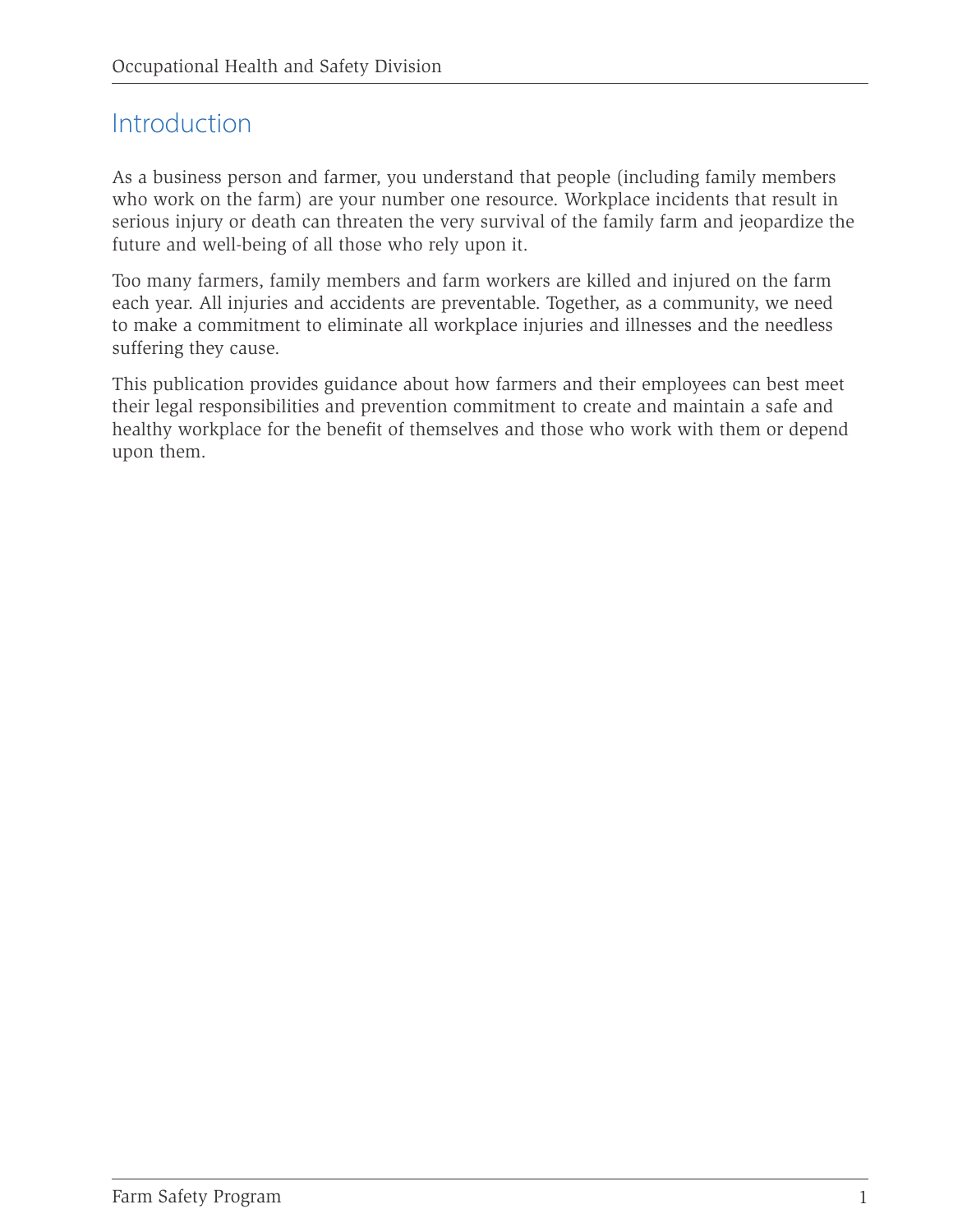# Introduction

As a business person and farmer, you understand that people (including family members who work on the farm) are your number one resource. Workplace incidents that result in serious injury or death can threaten the very survival of the family farm and jeopardize the future and well-being of all those who rely upon it.

Too many farmers, family members and farm workers are killed and injured on the farm each year. All injuries and accidents are preventable. Together, as a community, we need to make a commitment to eliminate all workplace injuries and illnesses and the needless suffering they cause.

This publication provides guidance about how farmers and their employees can best meet their legal responsibilities and prevention commitment to create and maintain a safe and healthy workplace for the benefit of themselves and those who work with them or depend upon them.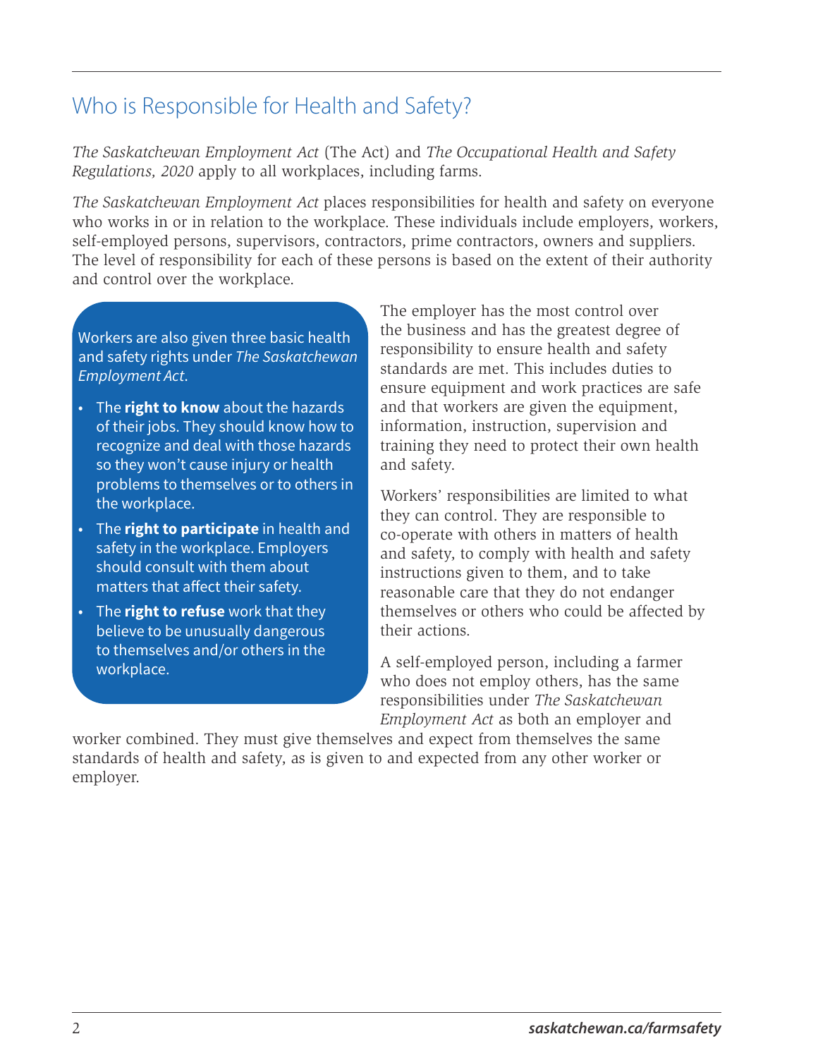## Who is Responsible for Health and Safety?

*The Saskatchewan Employment Act* (The Act) and *The Occupational Health and Safety Regulations, 2020* apply to all workplaces, including farms.

*The Saskatchewan Employment Act* places responsibilities for health and safety on everyone who works in or in relation to the workplace. These individuals include employers, workers, self-employed persons, supervisors, contractors, prime contractors, owners and suppliers. The level of responsibility for each of these persons is based on the extent of their authority and control over the workplace.

Workers are also given three basic health and safety rights under *The Saskatchewan Employment Act*.

- The **right to know** about the hazards of their jobs. They should know how to recognize and deal with those hazards so they won't cause injury or health problems to themselves or to others in the workplace.
- The **right to participate** in health and safety in the workplace. Employers should consult with them about matters that affect their safety.
- The **right to refuse** work that they believe to be unusually dangerous to themselves and/or others in the workplace.

The employer has the most control over the business and has the greatest degree of responsibility to ensure health and safety standards are met. This includes duties to ensure equipment and work practices are safe and that workers are given the equipment, information, instruction, supervision and training they need to protect their own health and safety.

Workers' responsibilities are limited to what they can control. They are responsible to co-operate with others in matters of health and safety, to comply with health and safety instructions given to them, and to take reasonable care that they do not endanger themselves or others who could be affected by their actions.

A self-employed person, including a farmer who does not employ others, has the same responsibilities under *The Saskatchewan Employment Act* as both an employer and worker combined. They must give themselves and expect from themselves the same standards of health and safety, as is given to and expected from any other worker or employer.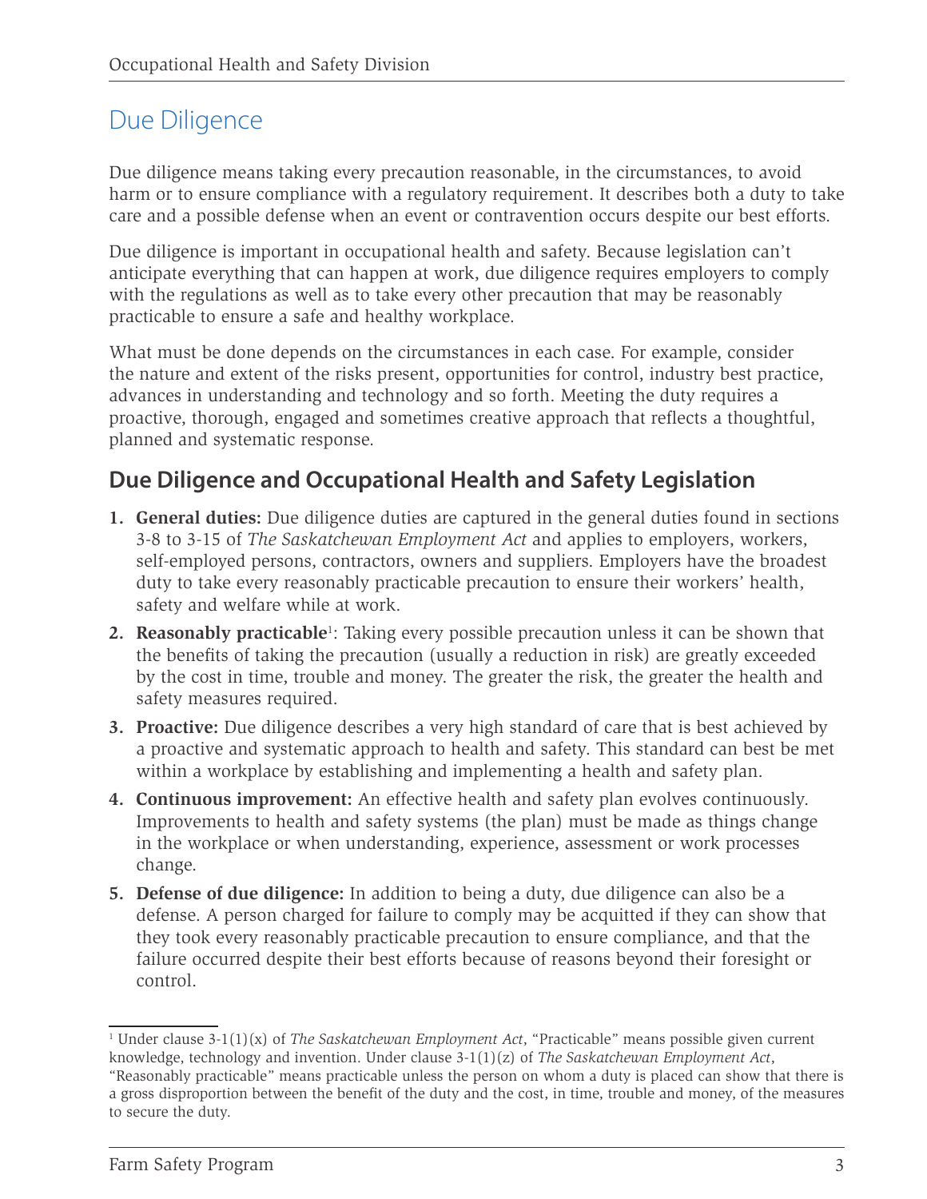# Due Diligence

Due diligence means taking every precaution reasonable, in the circumstances, to avoid harm or to ensure compliance with a regulatory requirement. It describes both a duty to take care and a possible defense when an event or contravention occurs despite our best efforts.

Due diligence is important in occupational health and safety. Because legislation can't anticipate everything that can happen at work, due diligence requires employers to comply with the regulations as well as to take every other precaution that may be reasonably practicable to ensure a safe and healthy workplace.

What must be done depends on the circumstances in each case. For example, consider the nature and extent of the risks present, opportunities for control, industry best practice, advances in understanding and technology and so forth. Meeting the duty requires a proactive, thorough, engaged and sometimes creative approach that reflects a thoughtful, planned and systematic response.

## Due Diligence and Occupational Health and Safety Legislation

1. **General duties:** Due diligence duties are captured in the general duties found in sections 3-8 to 3-15 of *The Saskatchewan Employment Act* and applies to employers, workers, self-employed persons, contractors, owners and suppliers. Employers have the broadest duty to take every reasonably practicable precaution to ensure their workers' health, safety and welfare while at work.
2. **Reasonably practicable**[1]: Taking every possible precaution unless it can be shown that the benefits of taking the precaution (usually a reduction in risk) are greatly exceeded by the cost in time, trouble and money. The greater the risk, the greater the health and safety measures required.
3. **Proactive:** Due diligence describes a very high standard of care that is best achieved by a proactive and systematic approach to health and safety. This standard can best be met within a workplace by establishing and implementing a health and safety plan.
4. **Continuous improvement:** An effective health and safety plan evolves continuously. Improvements to health and safety systems (the plan) must be made as things change in the workplace or when understanding, experience, assessment or work processes change.
5. **Defense of due diligence:** In addition to being a duty, due diligence can also be a defense. A person charged for failure to comply may be acquitted if they can show that they took every reasonably practicable precaution to ensure compliance, and that the failure occurred despite their best efforts because of reasons beyond their foresight or control.

[1] Under clause 3-1(1)(x) of *The Saskatchewan Employment Act*, "Practicable" means possible given current knowledge, technology and invention. Under clause 3-1(1)(z) of *The Saskatchewan Employment Act*, "Reasonably practicable" means practicable unless the person on whom a duty is placed can show that there is a gross disproportion between the benefit of the duty and the cost, in time, trouble and money, of the measures to secure the duty.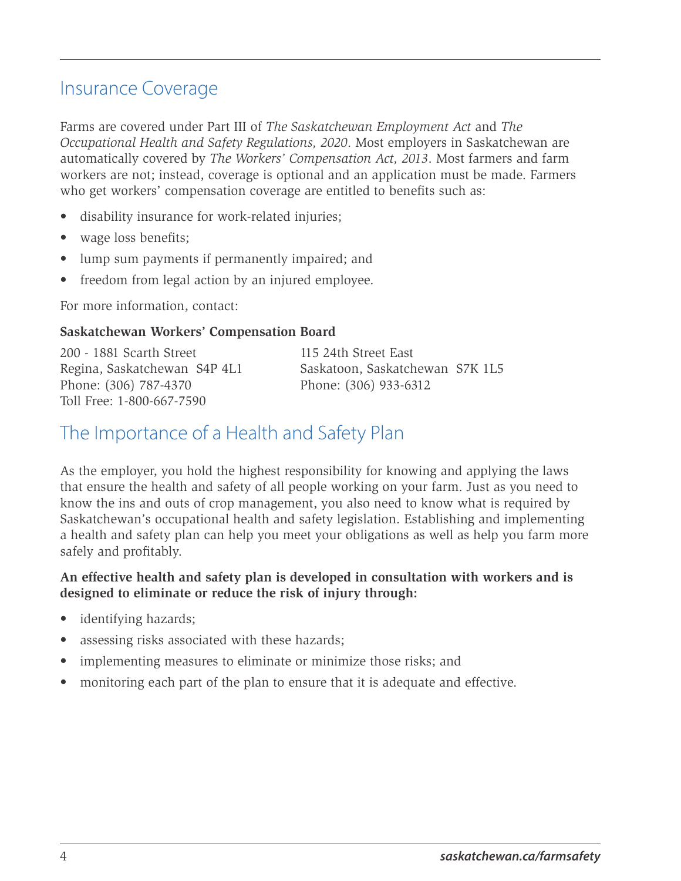## Insurance Coverage

Farms are covered under Part III of *The Saskatchewan Employment Act* and *The Occupational Health and Safety Regulations, 2020*. Most employers in Saskatchewan are automatically covered by *The Workers' Compensation Act, 2013*. Most farmers and farm workers are not; instead, coverage is optional and an application must be made. Farmers who get workers' compensation coverage are entitled to benefits such as:

- disability insurance for work-related injuries;
- wage loss benefits;
- lump sum payments if permanently impaired; and
- freedom from legal action by an injured employee.

For more information, contact:

**Saskatchewan Workers' Compensation Board**

200 - 1881 Scarth Street
Regina, Saskatchewan S4P 4L1
Phone: (306) 787-4370
Toll Free: 1-800-667-7590

115 24th Street East
Saskatoon, Saskatchewan S7K 1L5
Phone: (306) 933-6312

## The Importance of a Health and Safety Plan

As the employer, you hold the highest responsibility for knowing and applying the laws that ensure the health and safety of all people working on your farm. Just as you need to know the ins and outs of crop management, you also need to know what is required by Saskatchewan's occupational health and safety legislation. Establishing and implementing a health and safety plan can help you meet your obligations as well as help you farm more safely and profitably.

**An effective health and safety plan is developed in consultation with workers and is designed to eliminate or reduce the risk of injury through:**

- identifying hazards;
- assessing risks associated with these hazards;
- implementing measures to eliminate or minimize those risks; and
- monitoring each part of the plan to ensure that it is adequate and effective.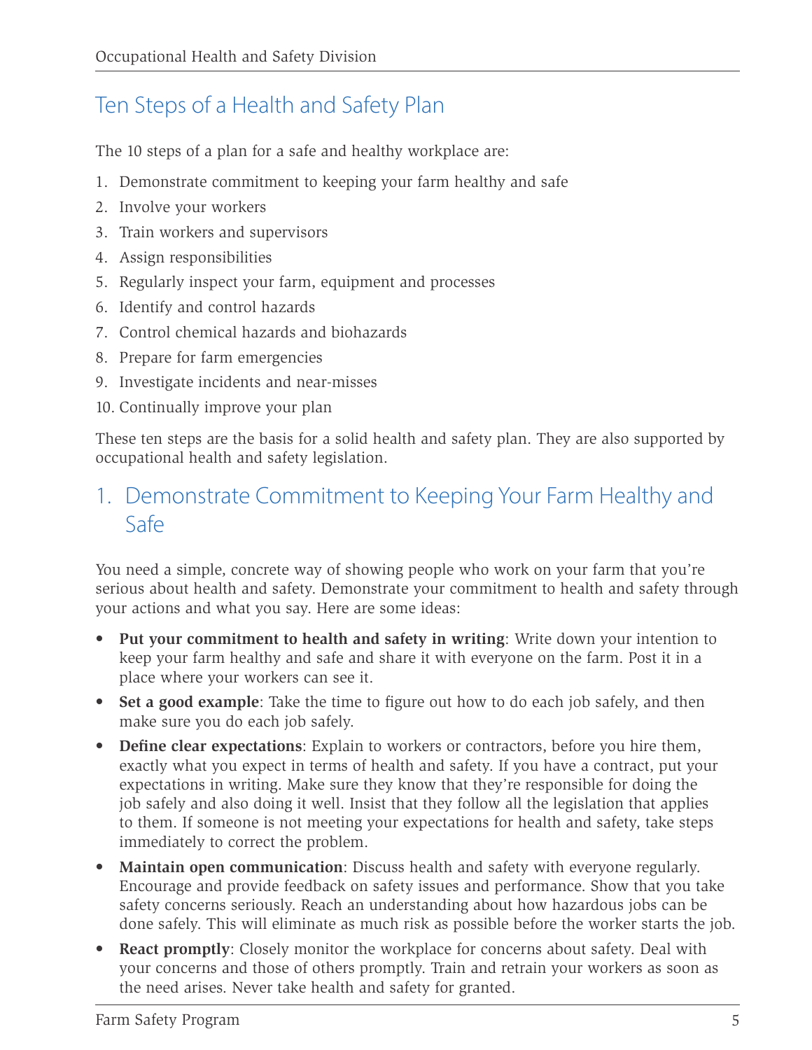## Ten Steps of a Health and Safety Plan

The 10 steps of a plan for a safe and healthy workplace are:

1. Demonstrate commitment to keeping your farm healthy and safe
2. Involve your workers
3. Train workers and supervisors
4. Assign responsibilities
5. Regularly inspect your farm, equipment and processes
6. Identify and control hazards
7. Control chemical hazards and biohazards
8. Prepare for farm emergencies
9. Investigate incidents and near-misses
10. Continually improve your plan

These ten steps are the basis for a solid health and safety plan. They are also supported by occupational health and safety legislation.

## 1. Demonstrate Commitment to Keeping Your Farm Healthy and Safe

You need a simple, concrete way of showing people who work on your farm that you're serious about health and safety. Demonstrate your commitment to health and safety through your actions and what you say. Here are some ideas:

- **Put your commitment to health and safety in writing**: Write down your intention to keep your farm healthy and safe and share it with everyone on the farm. Post it in a place where your workers can see it.
- **Set a good example**: Take the time to figure out how to do each job safely, and then make sure you do each job safely.
- **Define clear expectations**: Explain to workers or contractors, before you hire them, exactly what you expect in terms of health and safety. If you have a contract, put your expectations in writing. Make sure they know that they're responsible for doing the job safely and also doing it well. Insist that they follow all the legislation that applies to them. If someone is not meeting your expectations for health and safety, take steps immediately to correct the problem.
- **Maintain open communication**: Discuss health and safety with everyone regularly. Encourage and provide feedback on safety issues and performance. Show that you take safety concerns seriously. Reach an understanding about how hazardous jobs can be done safely. This will eliminate as much risk as possible before the worker starts the job.
- **React promptly**: Closely monitor the workplace for concerns about safety. Deal with your concerns and those of others promptly. Train and retrain your workers as soon as the need arises. Never take health and safety for granted.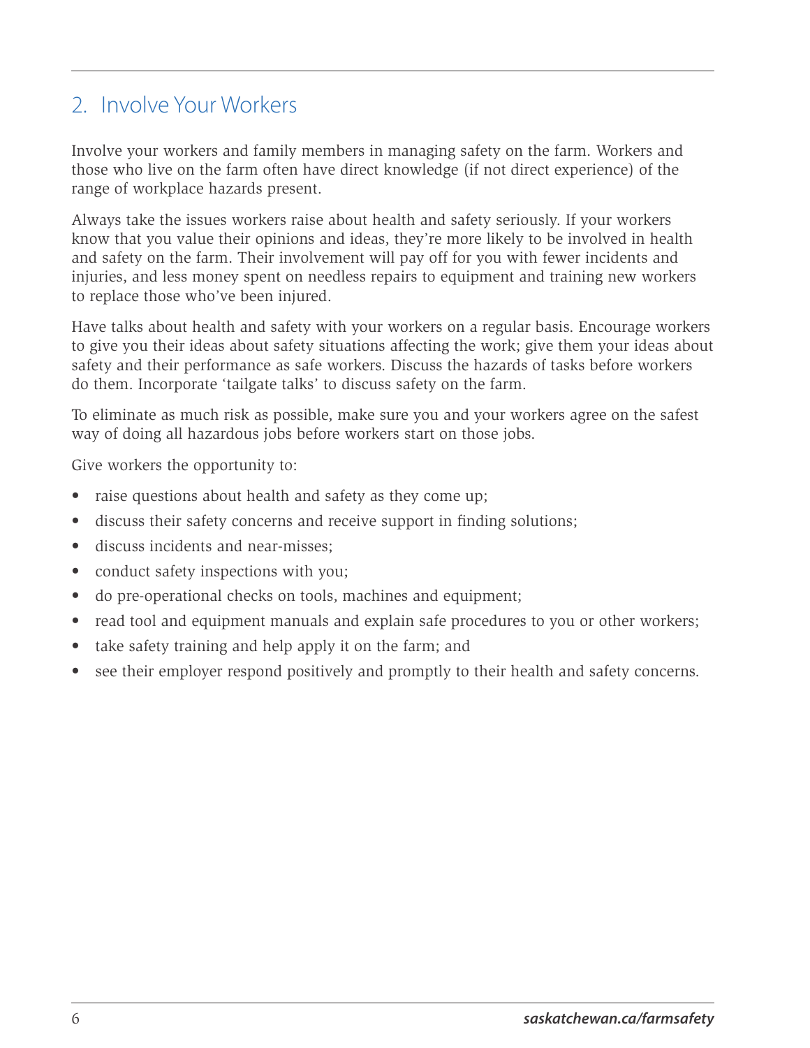## 2. Involve Your Workers

Involve your workers and family members in managing safety on the farm. Workers and those who live on the farm often have direct knowledge (if not direct experience) of the range of workplace hazards present.

Always take the issues workers raise about health and safety seriously. If your workers know that you value their opinions and ideas, they're more likely to be involved in health and safety on the farm. Their involvement will pay off for you with fewer incidents and injuries, and less money spent on needless repairs to equipment and training new workers to replace those who've been injured.

Have talks about health and safety with your workers on a regular basis. Encourage workers to give you their ideas about safety situations affecting the work; give them your ideas about safety and their performance as safe workers. Discuss the hazards of tasks before workers do them. Incorporate 'tailgate talks' to discuss safety on the farm.

To eliminate as much risk as possible, make sure you and your workers agree on the safest way of doing all hazardous jobs before workers start on those jobs.

Give workers the opportunity to:

- raise questions about health and safety as they come up;
- discuss their safety concerns and receive support in finding solutions;
- discuss incidents and near-misses;
- conduct safety inspections with you;
- do pre-operational checks on tools, machines and equipment;
- read tool and equipment manuals and explain safe procedures to you or other workers;
- take safety training and help apply it on the farm; and
- see their employer respond positively and promptly to their health and safety concerns.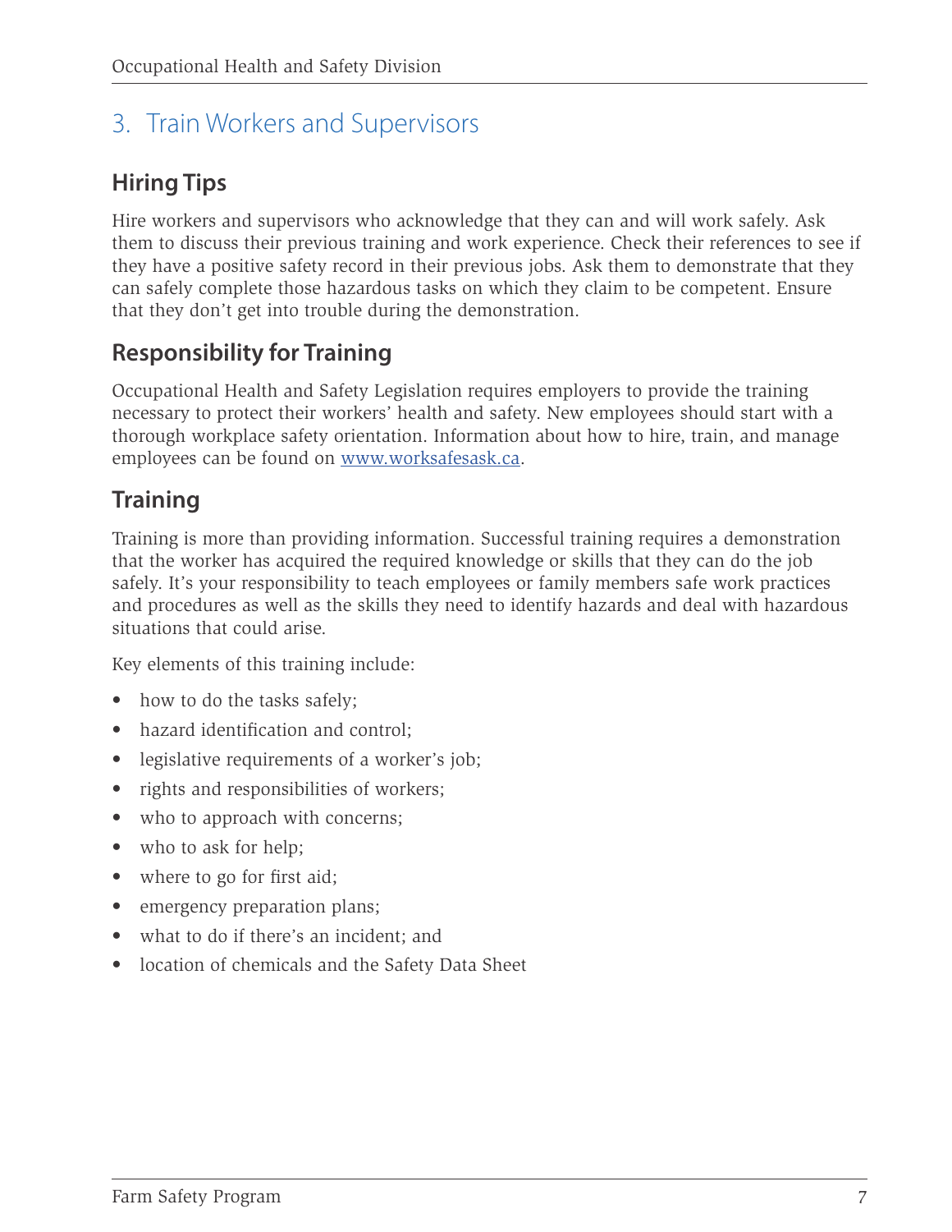## 3. Train Workers and Supervisors

### Hiring Tips

Hire workers and supervisors who acknowledge that they can and will work safely. Ask them to discuss their previous training and work experience. Check their references to see if they have a positive safety record in their previous jobs. Ask them to demonstrate that they can safely complete those hazardous tasks on which they claim to be competent. Ensure that they don't get into trouble during the demonstration.

### Responsibility for Training

Occupational Health and Safety Legislation requires employers to provide the training necessary to protect their workers' health and safety. New employees should start with a thorough workplace safety orientation. Information about how to hire, train, and manage employees can be found on [www.worksafesask.ca](http://www.worksafesask.ca).

### Training

Training is more than providing information. Successful training requires a demonstration that the worker has acquired the required knowledge or skills that they can do the job safely. It's your responsibility to teach employees or family members safe work practices and procedures as well as the skills they need to identify hazards and deal with hazardous situations that could arise.

Key elements of this training include:

- how to do the tasks safely;
- hazard identification and control;
- legislative requirements of a worker's job;
- rights and responsibilities of workers;
- who to approach with concerns;
- who to ask for help;
- where to go for first aid;
- emergency preparation plans;
- what to do if there's an incident; and
- location of chemicals and the Safety Data Sheet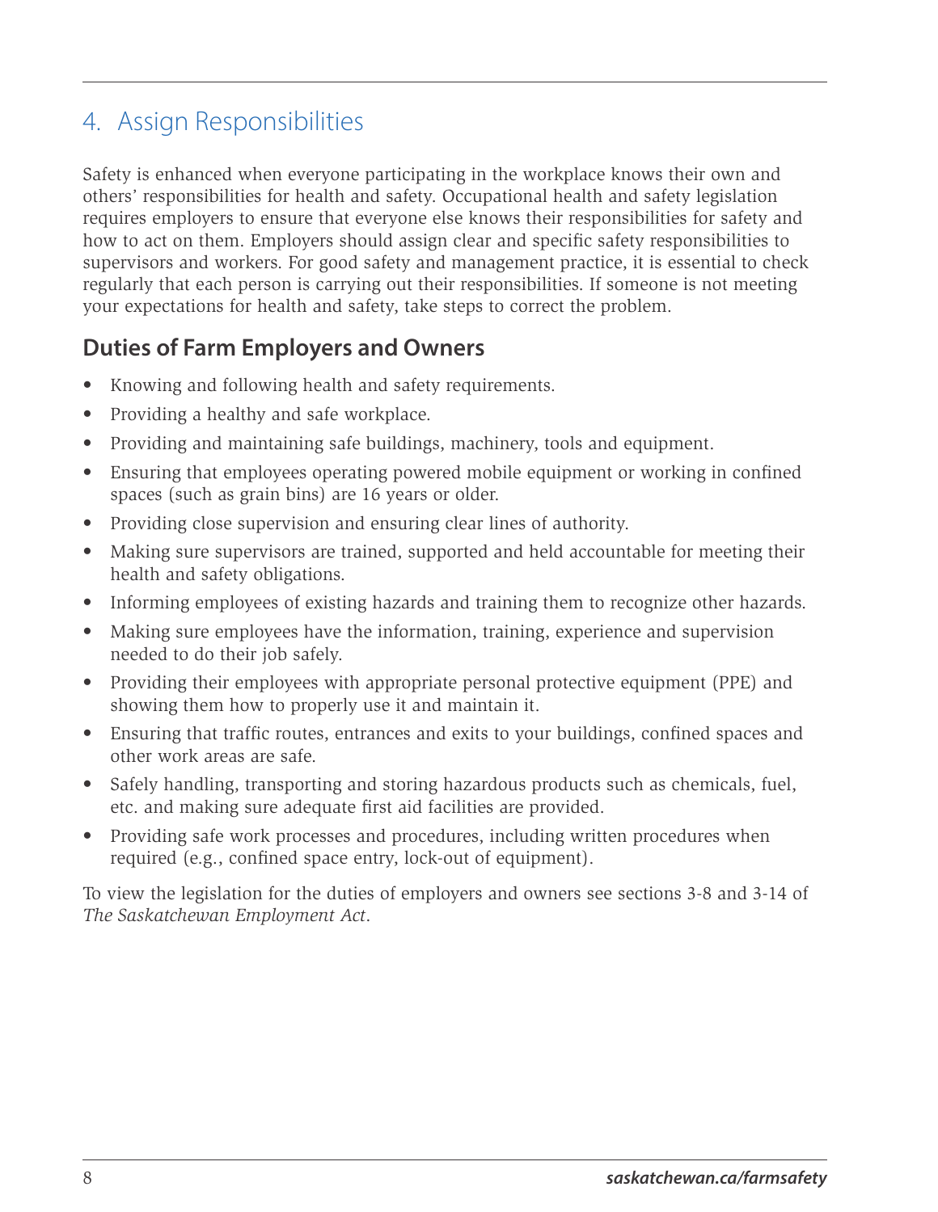## 4. Assign Responsibilities

Safety is enhanced when everyone participating in the workplace knows their own and others' responsibilities for health and safety. Occupational health and safety legislation requires employers to ensure that everyone else knows their responsibilities for safety and how to act on them. Employers should assign clear and specific safety responsibilities to supervisors and workers. For good safety and management practice, it is essential to check regularly that each person is carrying out their responsibilities. If someone is not meeting your expectations for health and safety, take steps to correct the problem.

### Duties of Farm Employers and Owners

- Knowing and following health and safety requirements.
- Providing a healthy and safe workplace.
- Providing and maintaining safe buildings, machinery, tools and equipment.
- Ensuring that employees operating powered mobile equipment or working in confined spaces (such as grain bins) are 16 years or older.
- Providing close supervision and ensuring clear lines of authority.
- Making sure supervisors are trained, supported and held accountable for meeting their health and safety obligations.
- Informing employees of existing hazards and training them to recognize other hazards.
- Making sure employees have the information, training, experience and supervision needed to do their job safely.
- Providing their employees with appropriate personal protective equipment (PPE) and showing them how to properly use it and maintain it.
- Ensuring that traffic routes, entrances and exits to your buildings, confined spaces and other work areas are safe.
- Safely handling, transporting and storing hazardous products such as chemicals, fuel, etc. and making sure adequate first aid facilities are provided.
- Providing safe work processes and procedures, including written procedures when required (e.g., confined space entry, lock-out of equipment).

To view the legislation for the duties of employers and owners see sections 3-8 and 3-14 of *The Saskatchewan Employment Act*.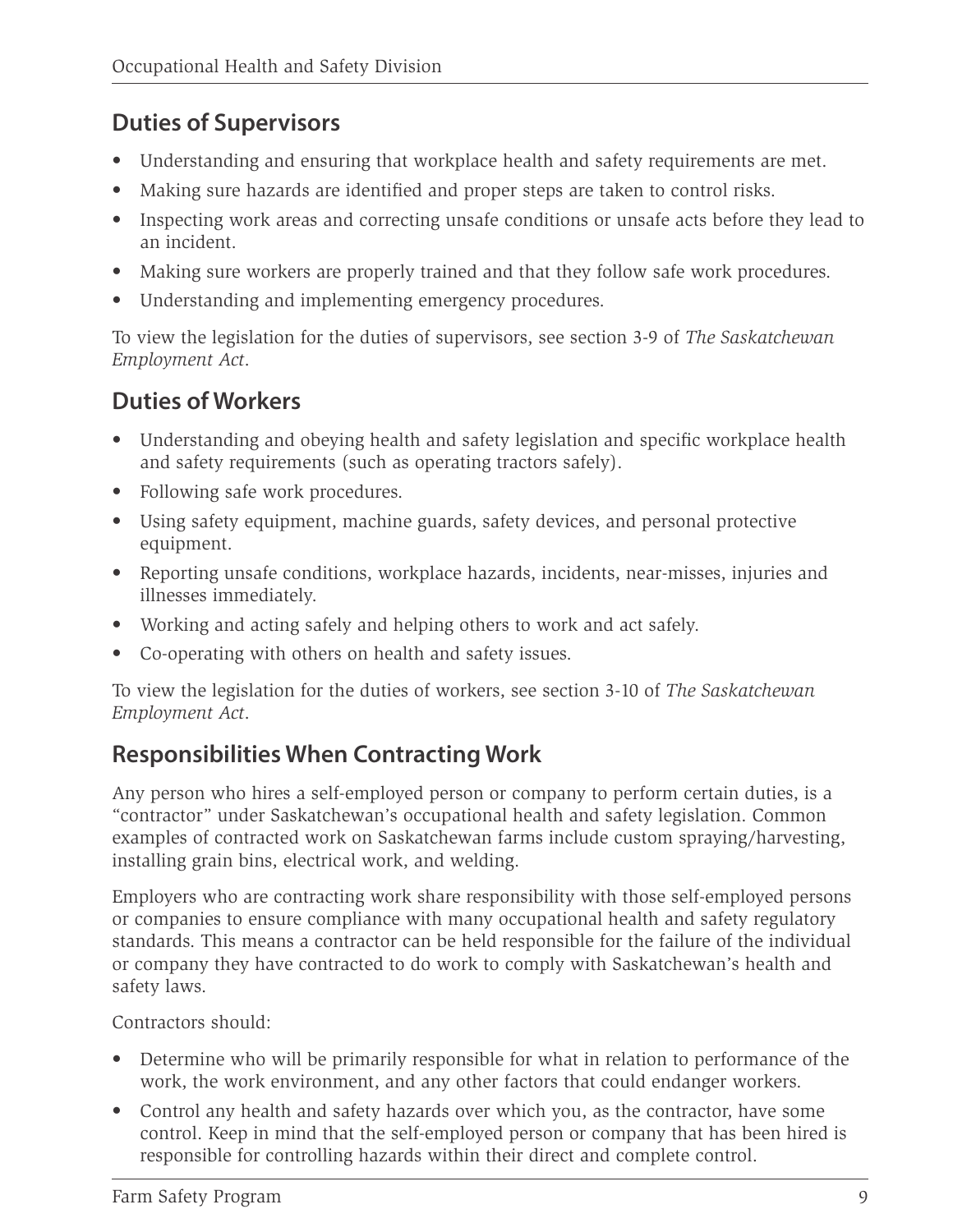## Duties of Supervisors

- Understanding and ensuring that workplace health and safety requirements are met.
- Making sure hazards are identified and proper steps are taken to control risks.
- Inspecting work areas and correcting unsafe conditions or unsafe acts before they lead to an incident.
- Making sure workers are properly trained and that they follow safe work procedures.
- Understanding and implementing emergency procedures.

To view the legislation for the duties of supervisors, see section 3-9 of *The Saskatchewan Employment Act*.

## Duties of Workers

- Understanding and obeying health and safety legislation and specific workplace health and safety requirements (such as operating tractors safely).
- Following safe work procedures.
- Using safety equipment, machine guards, safety devices, and personal protective equipment.
- Reporting unsafe conditions, workplace hazards, incidents, near-misses, injuries and illnesses immediately.
- Working and acting safely and helping others to work and act safely.
- Co-operating with others on health and safety issues.

To view the legislation for the duties of workers, see section 3-10 of *The Saskatchewan Employment Act*.

## Responsibilities When Contracting Work

Any person who hires a self-employed person or company to perform certain duties, is a "contractor" under Saskatchewan's occupational health and safety legislation. Common examples of contracted work on Saskatchewan farms include custom spraying/harvesting, installing grain bins, electrical work, and welding.

Employers who are contracting work share responsibility with those self-employed persons or companies to ensure compliance with many occupational health and safety regulatory standards. This means a contractor can be held responsible for the failure of the individual or company they have contracted to do work to comply with Saskatchewan's health and safety laws.

Contractors should:

- Determine who will be primarily responsible for what in relation to performance of the work, the work environment, and any other factors that could endanger workers.
- Control any health and safety hazards over which you, as the contractor, have some control. Keep in mind that the self-employed person or company that has been hired is responsible for controlling hazards within their direct and complete control.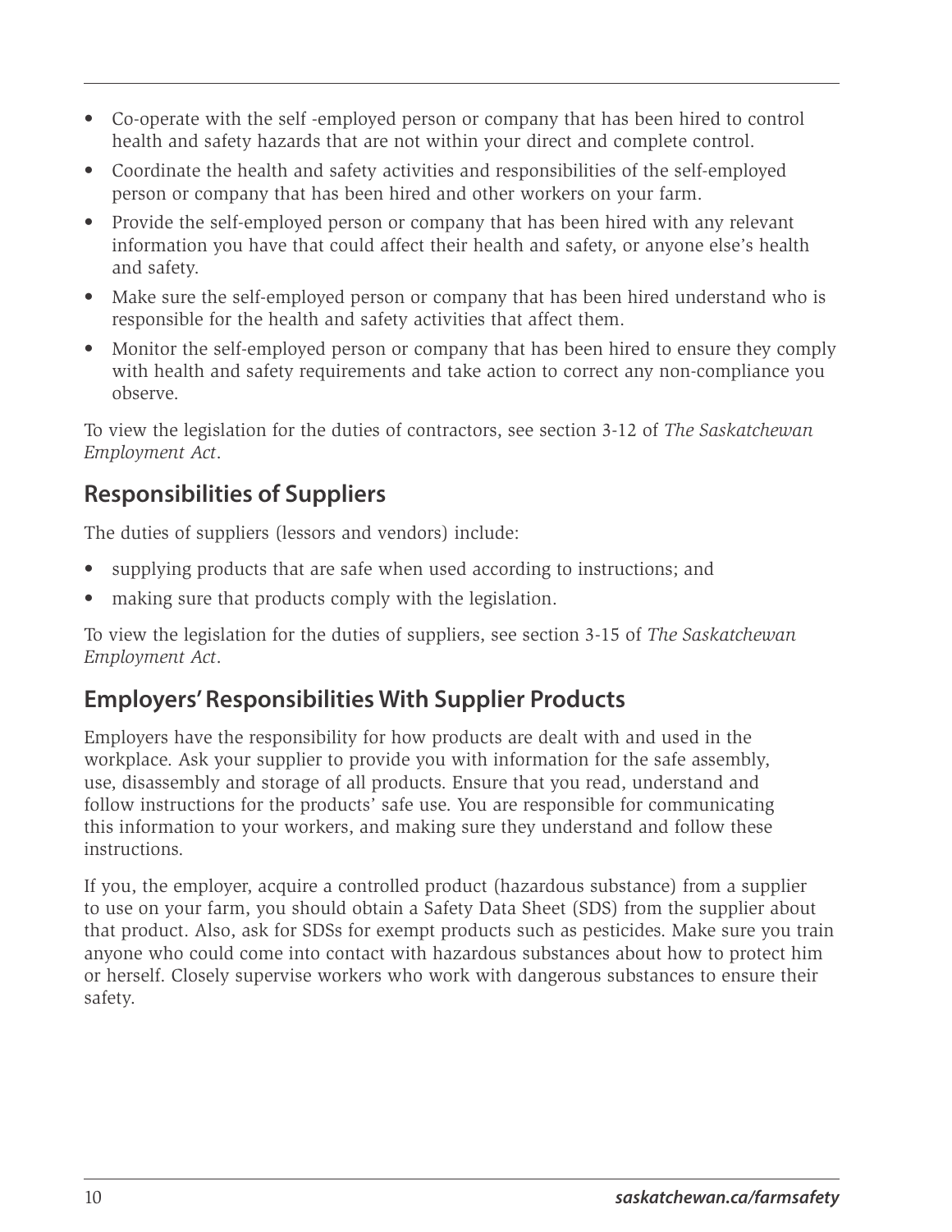- Co-operate with the self -employed person or company that has been hired to control health and safety hazards that are not within your direct and complete control.
- Coordinate the health and safety activities and responsibilities of the self-employed person or company that has been hired and other workers on your farm.
- Provide the self-employed person or company that has been hired with any relevant information you have that could affect their health and safety, or anyone else's health and safety.
- Make sure the self-employed person or company that has been hired understand who is responsible for the health and safety activities that affect them.
- Monitor the self-employed person or company that has been hired to ensure they comply with health and safety requirements and take action to correct any non-compliance you observe.

To view the legislation for the duties of contractors, see section 3-12 of *The Saskatchewan Employment Act*.

## Responsibilities of Suppliers

The duties of suppliers (lessors and vendors) include:

- supplying products that are safe when used according to instructions; and
- making sure that products comply with the legislation.

To view the legislation for the duties of suppliers, see section 3-15 of *The Saskatchewan Employment Act*.

## Employers' Responsibilities With Supplier Products

Employers have the responsibility for how products are dealt with and used in the workplace. Ask your supplier to provide you with information for the safe assembly, use, disassembly and storage of all products. Ensure that you read, understand and follow instructions for the products' safe use. You are responsible for communicating this information to your workers, and making sure they understand and follow these instructions.

If you, the employer, acquire a controlled product (hazardous substance) from a supplier to use on your farm, you should obtain a Safety Data Sheet (SDS) from the supplier about that product. Also, ask for SDSs for exempt products such as pesticides. Make sure you train anyone who could come into contact with hazardous substances about how to protect him or herself. Closely supervise workers who work with dangerous substances to ensure their safety.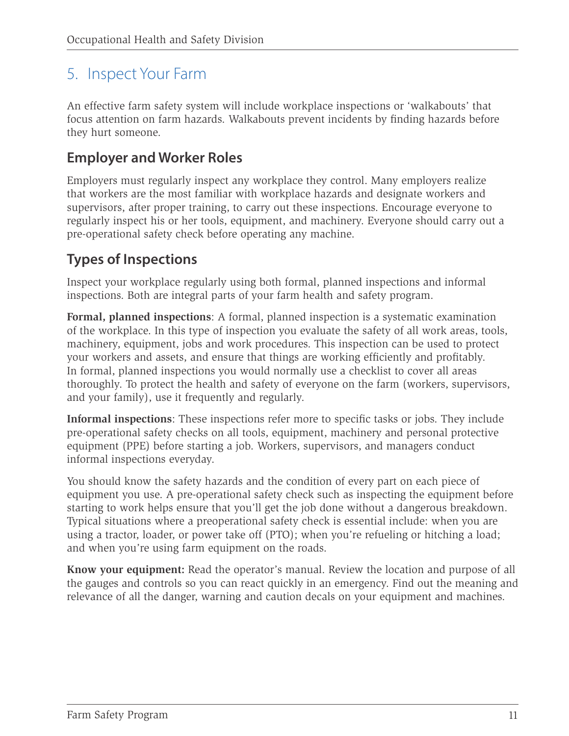## 5. Inspect Your Farm

An effective farm safety system will include workplace inspections or 'walkabouts' that focus attention on farm hazards. Walkabouts prevent incidents by finding hazards before they hurt someone.

### Employer and Worker Roles

Employers must regularly inspect any workplace they control. Many employers realize that workers are the most familiar with workplace hazards and designate workers and supervisors, after proper training, to carry out these inspections. Encourage everyone to regularly inspect his or her tools, equipment, and machinery. Everyone should carry out a pre-operational safety check before operating any machine.

### Types of Inspections

Inspect your workplace regularly using both formal, planned inspections and informal inspections. Both are integral parts of your farm health and safety program.

**Formal, planned inspections**: A formal, planned inspection is a systematic examination of the workplace. In this type of inspection you evaluate the safety of all work areas, tools, machinery, equipment, jobs and work procedures. This inspection can be used to protect your workers and assets, and ensure that things are working efficiently and profitably. In formal, planned inspections you would normally use a checklist to cover all areas thoroughly. To protect the health and safety of everyone on the farm (workers, supervisors, and your family), use it frequently and regularly.

**Informal inspections**: These inspections refer more to specific tasks or jobs. They include pre-operational safety checks on all tools, equipment, machinery and personal protective equipment (PPE) before starting a job. Workers, supervisors, and managers conduct informal inspections everyday.

You should know the safety hazards and the condition of every part on each piece of equipment you use. A pre-operational safety check such as inspecting the equipment before starting to work helps ensure that you'll get the job done without a dangerous breakdown. Typical situations where a preoperational safety check is essential include: when you are using a tractor, loader, or power take off (PTO); when you're refueling or hitching a load; and when you're using farm equipment on the roads.

**Know your equipment:** Read the operator's manual. Review the location and purpose of all the gauges and controls so you can react quickly in an emergency. Find out the meaning and relevance of all the danger, warning and caution decals on your equipment and machines.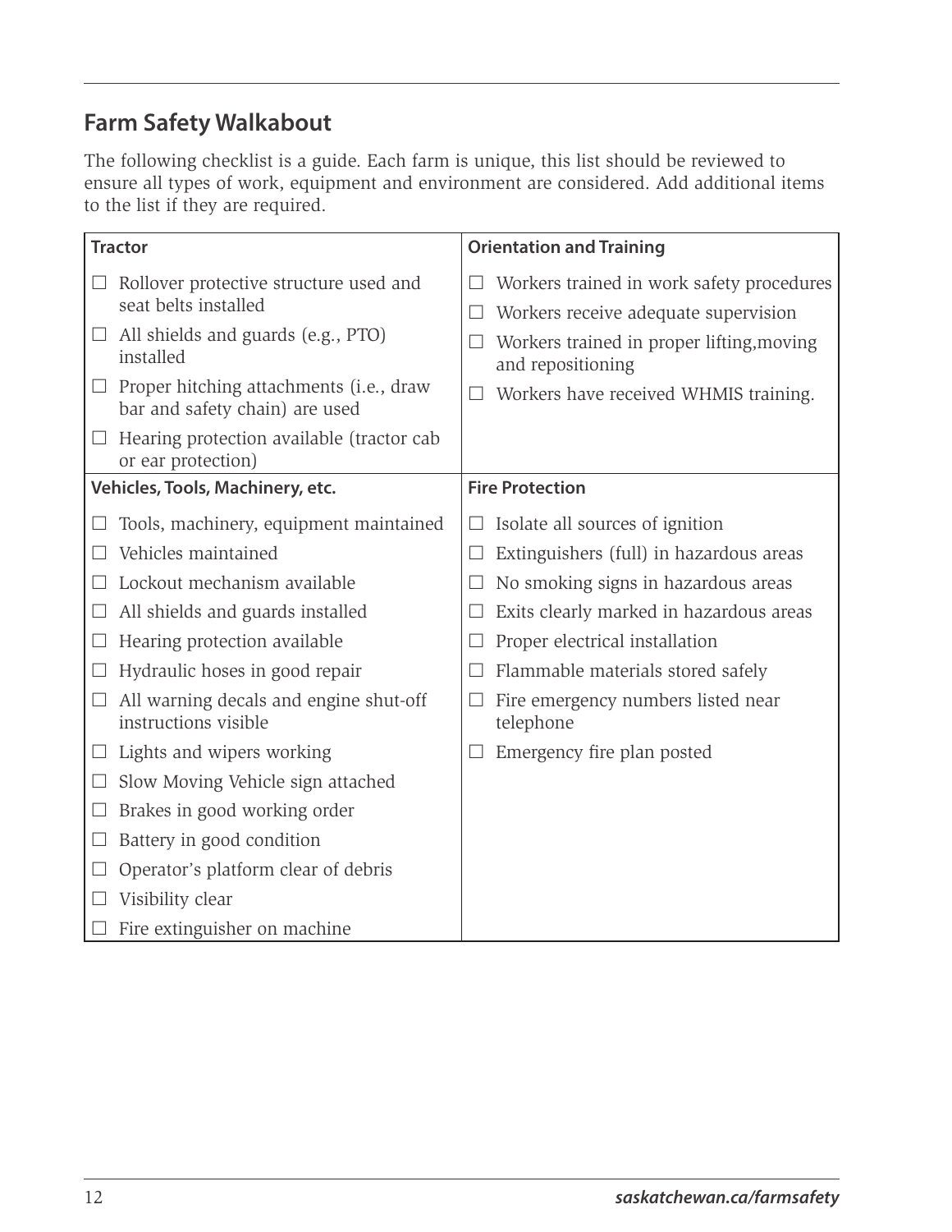## Farm Safety Walkabout

The following checklist is a guide. Each farm is unique, this list should be reviewed to ensure all types of work, equipment and environment are considered. Add additional items to the list if they are required.

### Tractor

- ☐ Rollover protective structure used and seat belts installed
- ☐ All shields and guards (e.g., PTO) installed
- ☐ Proper hitching attachments (i.e., draw bar and safety chain) are used
- ☐ Hearing protection available (tractor cab or ear protection)

### Vehicles, Tools, Machinery, etc.

- ☐ Tools, machinery, equipment maintained
- ☐ Vehicles maintained
- ☐ Lockout mechanism available
- ☐ All shields and guards installed
- ☐ Hearing protection available
- ☐ Hydraulic hoses in good repair
- ☐ All warning decals and engine shut-off instructions visible
- ☐ Lights and wipers working
- ☐ Slow Moving Vehicle sign attached
- ☐ Brakes in good working order
- ☐ Battery in good condition
- ☐ Operator's platform clear of debris
- ☐ Visibility clear
- ☐ Fire extinguisher on machine

### Orientation and Training

- ☐ Workers trained in work safety procedures
- ☐ Workers receive adequate supervision
- ☐ Workers trained in proper lifting,moving and repositioning
- ☐ Workers have received WHMIS training.

### Fire Protection

- ☐ Isolate all sources of ignition
- ☐ Extinguishers (full) in hazardous areas
- ☐ No smoking signs in hazardous areas
- ☐ Exits clearly marked in hazardous areas
- ☐ Proper electrical installation
- ☐ Flammable materials stored safely
- ☐ Fire emergency numbers listed near telephone
- ☐ Emergency fire plan posted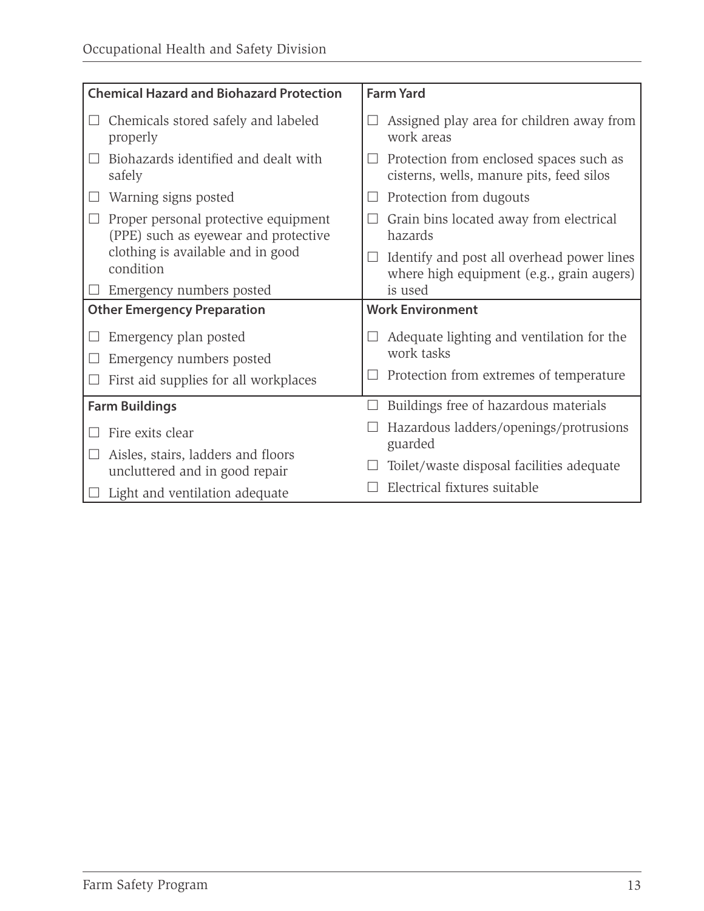### Chemical Hazard and Biohazard Protection

- ☐ Chemicals stored safely and labeled properly
- ☐ Biohazards identified and dealt with safely
- ☐ Warning signs posted
- ☐ Proper personal protective equipment (PPE) such as eyewear and protective clothing is available and in good condition
- ☐ Emergency numbers posted

### Farm Yard

- ☐ Assigned play area for children away from work areas
- ☐ Protection from enclosed spaces such as cisterns, wells, manure pits, feed silos
- ☐ Protection from dugouts
- ☐ Grain bins located away from electrical hazards
- ☐ Identify and post all overhead power lines where high equipment (e.g., grain augers) is used

### Other Emergency Preparation

- ☐ Emergency plan posted
- ☐ Emergency numbers posted
- ☐ First aid supplies for all workplaces

### Work Environment

- ☐ Adequate lighting and ventilation for the work tasks
- ☐ Protection from extremes of temperature

### Farm Buildings

- ☐ Fire exits clear
- ☐ Aisles, stairs, ladders and floors uncluttered and in good repair
- ☐ Light and ventilation adequate
- ☐ Buildings free of hazardous materials
- ☐ Hazardous ladders/openings/protrusions guarded
- ☐ Toilet/waste disposal facilities adequate
- ☐ Electrical fixtures suitable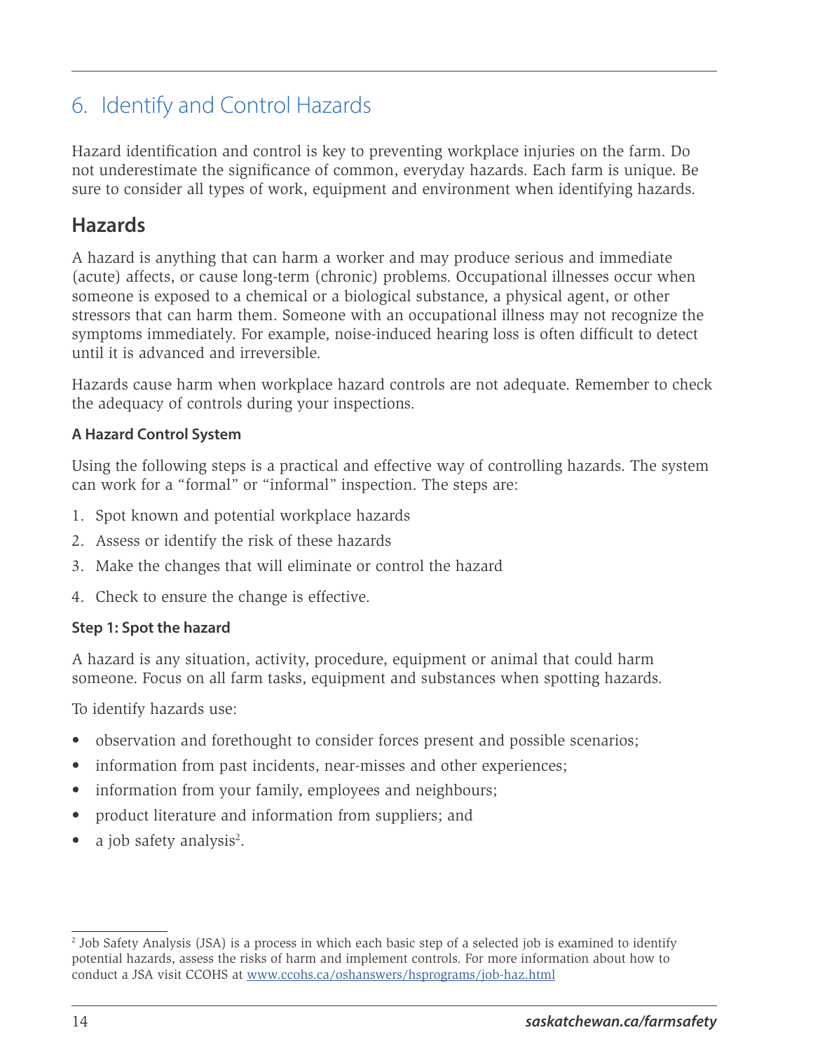## 6. Identify and Control Hazards

Hazard identification and control is key to preventing workplace injuries on the farm. Do not underestimate the significance of common, everyday hazards. Each farm is unique. Be sure to consider all types of work, equipment and environment when identifying hazards.

## Hazards

A hazard is anything that can harm a worker and may produce serious and immediate (acute) affects, or cause long-term (chronic) problems. Occupational illnesses occur when someone is exposed to a chemical or a biological substance, a physical agent, or other stressors that can harm them. Someone with an occupational illness may not recognize the symptoms immediately. For example, noise-induced hearing loss is often difficult to detect until it is advanced and irreversible.

Hazards cause harm when workplace hazard controls are not adequate. Remember to check the adequacy of controls during your inspections.

#### A Hazard Control System

Using the following steps is a practical and effective way of controlling hazards. The system can work for a "formal" or "informal" inspection. The steps are:

1. Spot known and potential workplace hazards
2. Assess or identify the risk of these hazards
3. Make the changes that will eliminate or control the hazard
4. Check to ensure the change is effective.

#### Step 1: Spot the hazard

A hazard is any situation, activity, procedure, equipment or animal that could harm someone. Focus on all farm tasks, equipment and substances when spotting hazards.

To identify hazards use:

- observation and forethought to consider forces present and possible scenarios;
- information from past incidents, near-misses and other experiences;
- information from your family, employees and neighbours;
- product literature and information from suppliers; and
- a job safety analysis[2].

---

[2] Job Safety Analysis (JSA) is a process in which each basic step of a selected job is examined to identify potential hazards, assess the risks of harm and implement controls. For more information about how to conduct a JSA visit CCOHS at www.ccohs.ca/oshanswers/hsprograms/job-haz.html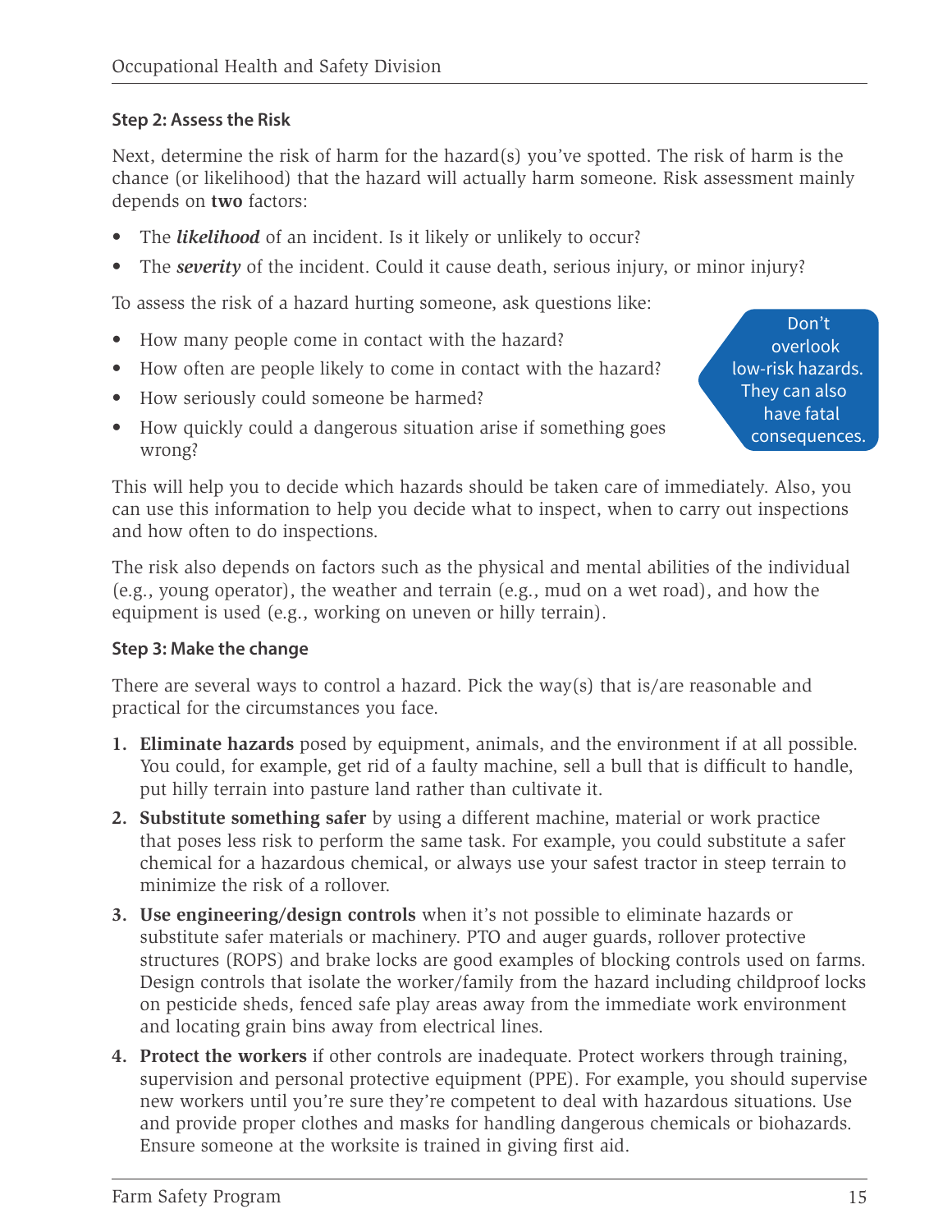### Step 2: Assess the Risk

Next, determine the risk of harm for the hazard(s) you've spotted. The risk of harm is the chance (or likelihood) that the hazard will actually harm someone. Risk assessment mainly depends on **two** factors:

- The ***likelihood*** of an incident. Is it likely or unlikely to occur?
- The ***severity*** of the incident. Could it cause death, serious injury, or minor injury?

To assess the risk of a hazard hurting someone, ask questions like:

- How many people come in contact with the hazard?
- How often are people likely to come in contact with the hazard?
- How seriously could someone be harmed?
- How quickly could a dangerous situation arise if something goes wrong?

Don't overlook low-risk hazards. They can also have fatal consequences.

This will help you to decide which hazards should be taken care of immediately. Also, you can use this information to help you decide what to inspect, when to carry out inspections and how often to do inspections.

The risk also depends on factors such as the physical and mental abilities of the individual (e.g., young operator), the weather and terrain (e.g., mud on a wet road), and how the equipment is used (e.g., working on uneven or hilly terrain).

### Step 3: Make the change

There are several ways to control a hazard. Pick the way(s) that is/are reasonable and practical for the circumstances you face.

1. **Eliminate hazards** posed by equipment, animals, and the environment if at all possible. You could, for example, get rid of a faulty machine, sell a bull that is difficult to handle, put hilly terrain into pasture land rather than cultivate it.
2. **Substitute something safer** by using a different machine, material or work practice that poses less risk to perform the same task. For example, you could substitute a safer chemical for a hazardous chemical, or always use your safest tractor in steep terrain to minimize the risk of a rollover.
3. **Use engineering/design controls** when it's not possible to eliminate hazards or substitute safer materials or machinery. PTO and auger guards, rollover protective structures (ROPS) and brake locks are good examples of blocking controls used on farms. Design controls that isolate the worker/family from the hazard including childproof locks on pesticide sheds, fenced safe play areas away from the immediate work environment and locating grain bins away from electrical lines.
4. **Protect the workers** if other controls are inadequate. Protect workers through training, supervision and personal protective equipment (PPE). For example, you should supervise new workers until you're sure they're competent to deal with hazardous situations. Use and provide proper clothes and masks for handling dangerous chemicals or biohazards. Ensure someone at the worksite is trained in giving first aid.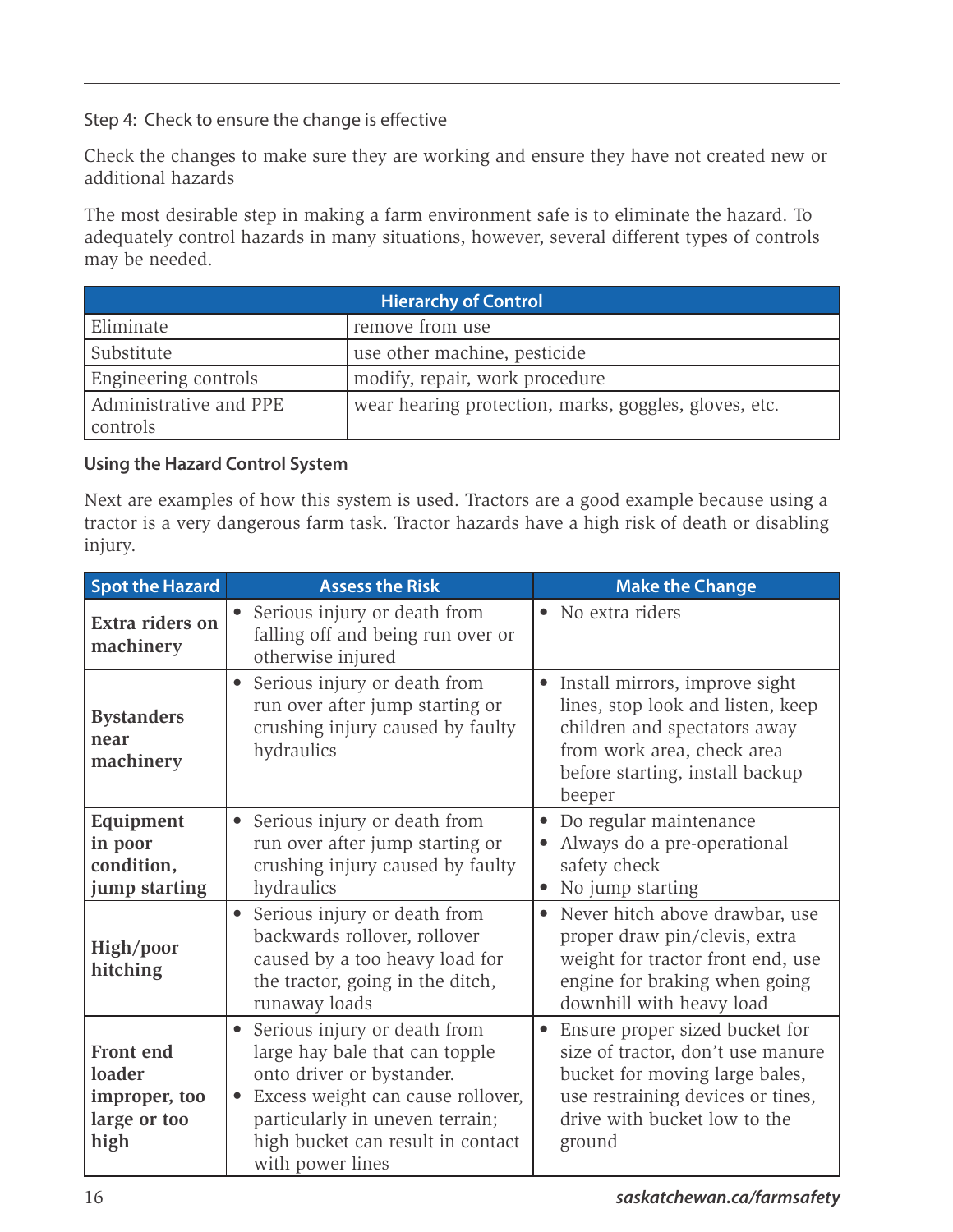Step 4: Check to ensure the change is effective

Check the changes to make sure they are working and ensure they have not created new or additional hazards

The most desirable step in making a farm environment safe is to eliminate the hazard. To adequately control hazards in many situations, however, several different types of controls may be needed.

| Hierarchy of Control | |
|---|---|
| Eliminate | remove from use |
| Substitute | use other machine, pesticide |
| Engineering controls | modify, repair, work procedure |
| Administrative and PPE controls | wear hearing protection, marks, goggles, gloves, etc. |

### Using the Hazard Control System

Next are examples of how this system is used. Tractors are a good example because using a tractor is a very dangerous farm task. Tractor hazards have a high risk of death or disabling injury.

| Spot the Hazard | Assess the Risk | Make the Change |
|---|---|---|
| **Extra riders on machinery** | • Serious injury or death from falling off and being run over or otherwise injured | • No extra riders |
| **Bystanders near machinery** | • Serious injury or death from run over after jump starting or crushing injury caused by faulty hydraulics | • Install mirrors, improve sight lines, stop look and listen, keep children and spectators away from work area, check area before starting, install backup beeper |
| **Equipment in poor condition, jump starting** | • Serious injury or death from run over after jump starting or crushing injury caused by faulty hydraulics | • Do regular maintenance<br>• Always do a pre-operational safety check<br>• No jump starting |
| **High/poor hitching** | • Serious injury or death from backwards rollover, rollover caused by a too heavy load for the tractor, going in the ditch, runaway loads | • Never hitch above drawbar, use proper draw pin/clevis, extra weight for tractor front end, use engine for braking when going downhill with heavy load |
| **Front end loader improper, too large or too high** | • Serious injury or death from large hay bale that can topple onto driver or bystander.<br>• Excess weight can cause rollover, particularly in uneven terrain; high bucket can result in contact with power lines | • Ensure proper sized bucket for size of tractor, don't use manure bucket for moving large bales, use restraining devices or tines, drive with bucket low to the ground |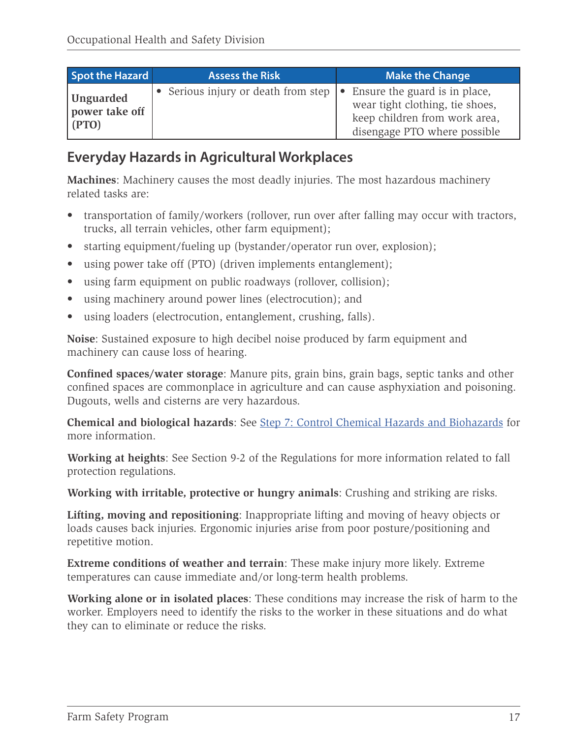| Spot the Hazard | Assess the Risk | Make the Change |
| --- | --- | --- |
| **Unguarded power take off (PTO)** | • Serious injury or death from step | • Ensure the guard is in place, wear tight clothing, tie shoes, keep children from work area, disengage PTO where possible |

## Everyday Hazards in Agricultural Workplaces

**Machines**: Machinery causes the most deadly injuries. The most hazardous machinery related tasks are:

- transportation of family/workers (rollover, run over after falling may occur with tractors, trucks, all terrain vehicles, other farm equipment);
- starting equipment/fueling up (bystander/operator run over, explosion);
- using power take off (PTO) (driven implements entanglement);
- using farm equipment on public roadways (rollover, collision);
- using machinery around power lines (electrocution); and
- using loaders (electrocution, entanglement, crushing, falls).

**Noise**: Sustained exposure to high decibel noise produced by farm equipment and machinery can cause loss of hearing.

**Confined spaces/water storage**: Manure pits, grain bins, grain bags, septic tanks and other confined spaces are commonplace in agriculture and can cause asphyxiation and poisoning. Dugouts, wells and cisterns are very hazardous.

**Chemical and biological hazards**: See Step 7: Control Chemical Hazards and Biohazards for more information.

**Working at heights**: See Section 9-2 of the Regulations for more information related to fall protection regulations.

**Working with irritable, protective or hungry animals**: Crushing and striking are risks.

**Lifting, moving and repositioning**: Inappropriate lifting and moving of heavy objects or loads causes back injuries. Ergonomic injuries arise from poor posture/positioning and repetitive motion.

**Extreme conditions of weather and terrain**: These make injury more likely. Extreme temperatures can cause immediate and/or long-term health problems.

**Working alone or in isolated places**: These conditions may increase the risk of harm to the worker. Employers need to identify the risks to the worker in these situations and do what they can to eliminate or reduce the risks.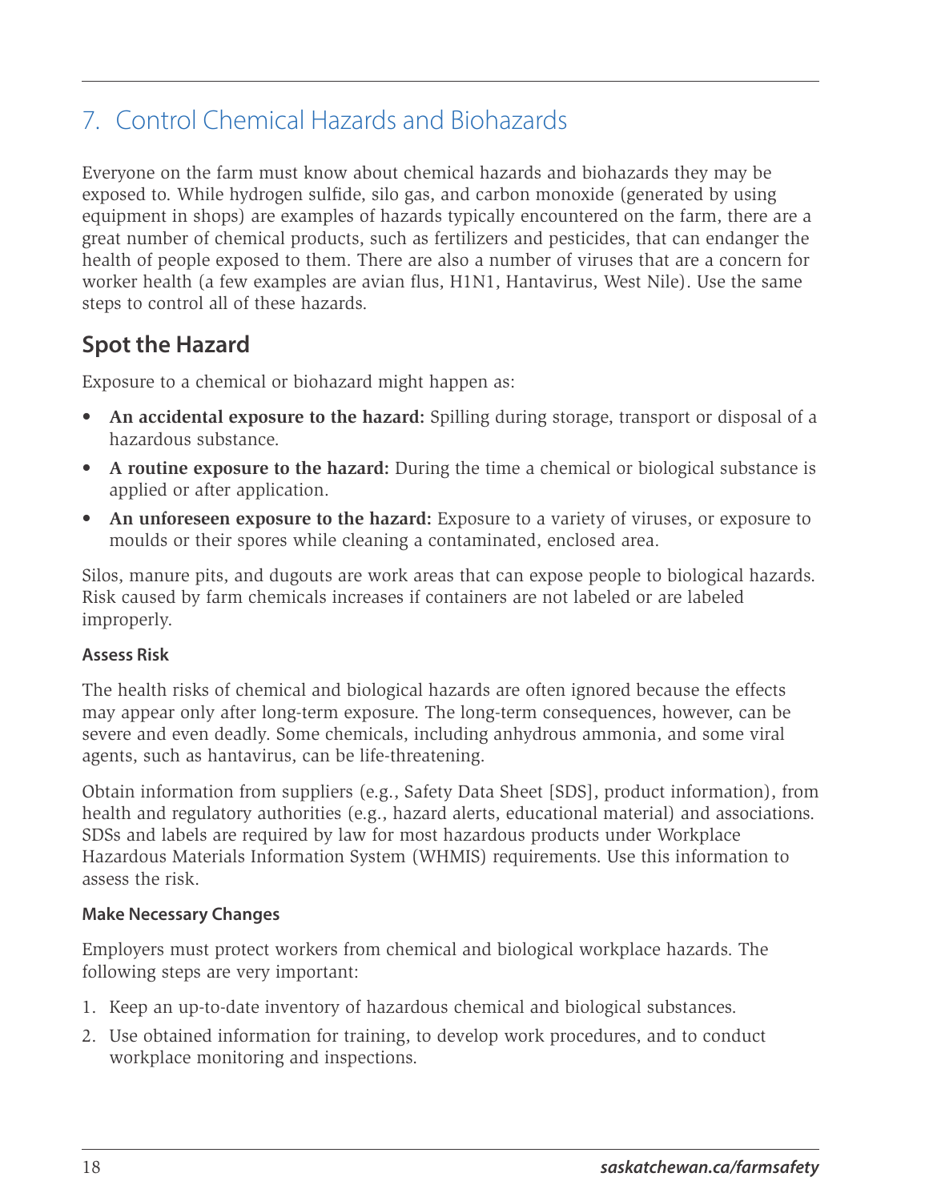## 7. Control Chemical Hazards and Biohazards

Everyone on the farm must know about chemical hazards and biohazards they may be exposed to. While hydrogen sulfide, silo gas, and carbon monoxide (generated by using equipment in shops) are examples of hazards typically encountered on the farm, there are a great number of chemical products, such as fertilizers and pesticides, that can endanger the health of people exposed to them. There are also a number of viruses that are a concern for worker health (a few examples are avian flus, H1N1, Hantavirus, West Nile). Use the same steps to control all of these hazards.

### Spot the Hazard

Exposure to a chemical or biohazard might happen as:

- **An accidental exposure to the hazard:** Spilling during storage, transport or disposal of a hazardous substance.
- **A routine exposure to the hazard:** During the time a chemical or biological substance is applied or after application.
- **An unforeseen exposure to the hazard:** Exposure to a variety of viruses, or exposure to moulds or their spores while cleaning a contaminated, enclosed area.

Silos, manure pits, and dugouts are work areas that can expose people to biological hazards. Risk caused by farm chemicals increases if containers are not labeled or are labeled improperly.

#### Assess Risk

The health risks of chemical and biological hazards are often ignored because the effects may appear only after long-term exposure. The long-term consequences, however, can be severe and even deadly. Some chemicals, including anhydrous ammonia, and some viral agents, such as hantavirus, can be life-threatening.

Obtain information from suppliers (e.g., Safety Data Sheet [SDS], product information), from health and regulatory authorities (e.g., hazard alerts, educational material) and associations. SDSs and labels are required by law for most hazardous products under Workplace Hazardous Materials Information System (WHMIS) requirements. Use this information to assess the risk.

#### Make Necessary Changes

Employers must protect workers from chemical and biological workplace hazards. The following steps are very important:

1. Keep an up-to-date inventory of hazardous chemical and biological substances.
2. Use obtained information for training, to develop work procedures, and to conduct workplace monitoring and inspections.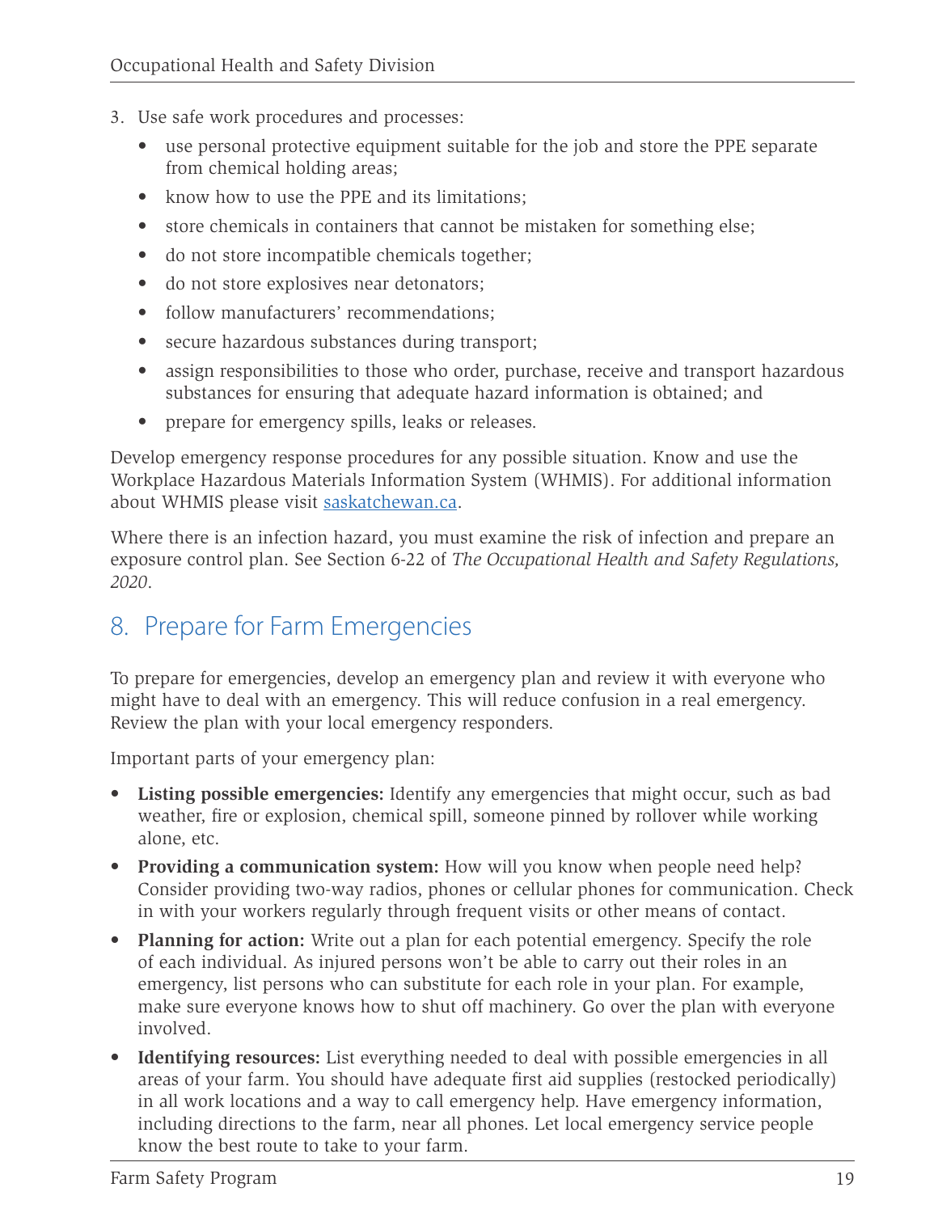3. Use safe work procedures and processes:
    - use personal protective equipment suitable for the job and store the PPE separate from chemical holding areas;
    - know how to use the PPE and its limitations;
    - store chemicals in containers that cannot be mistaken for something else;
    - do not store incompatible chemicals together;
    - do not store explosives near detonators;
    - follow manufacturers' recommendations;
    - secure hazardous substances during transport;
    - assign responsibilities to those who order, purchase, receive and transport hazardous substances for ensuring that adequate hazard information is obtained; and
    - prepare for emergency spills, leaks or releases.

Develop emergency response procedures for any possible situation. Know and use the Workplace Hazardous Materials Information System (WHMIS). For additional information about WHMIS please visit [saskatchewan.ca](saskatchewan.ca).

Where there is an infection hazard, you must examine the risk of infection and prepare an exposure control plan. See Section 6-22 of *The Occupational Health and Safety Regulations, 2020*.

## 8. Prepare for Farm Emergencies

To prepare for emergencies, develop an emergency plan and review it with everyone who might have to deal with an emergency. This will reduce confusion in a real emergency. Review the plan with your local emergency responders.

Important parts of your emergency plan:

- **Listing possible emergencies:** Identify any emergencies that might occur, such as bad weather, fire or explosion, chemical spill, someone pinned by rollover while working alone, etc.
- **Providing a communication system:** How will you know when people need help? Consider providing two-way radios, phones or cellular phones for communication. Check in with your workers regularly through frequent visits or other means of contact.
- **Planning for action:** Write out a plan for each potential emergency. Specify the role of each individual. As injured persons won't be able to carry out their roles in an emergency, list persons who can substitute for each role in your plan. For example, make sure everyone knows how to shut off machinery. Go over the plan with everyone involved.
- **Identifying resources:** List everything needed to deal with possible emergencies in all areas of your farm. You should have adequate first aid supplies (restocked periodically) in all work locations and a way to call emergency help. Have emergency information, including directions to the farm, near all phones. Let local emergency service people know the best route to take to your farm.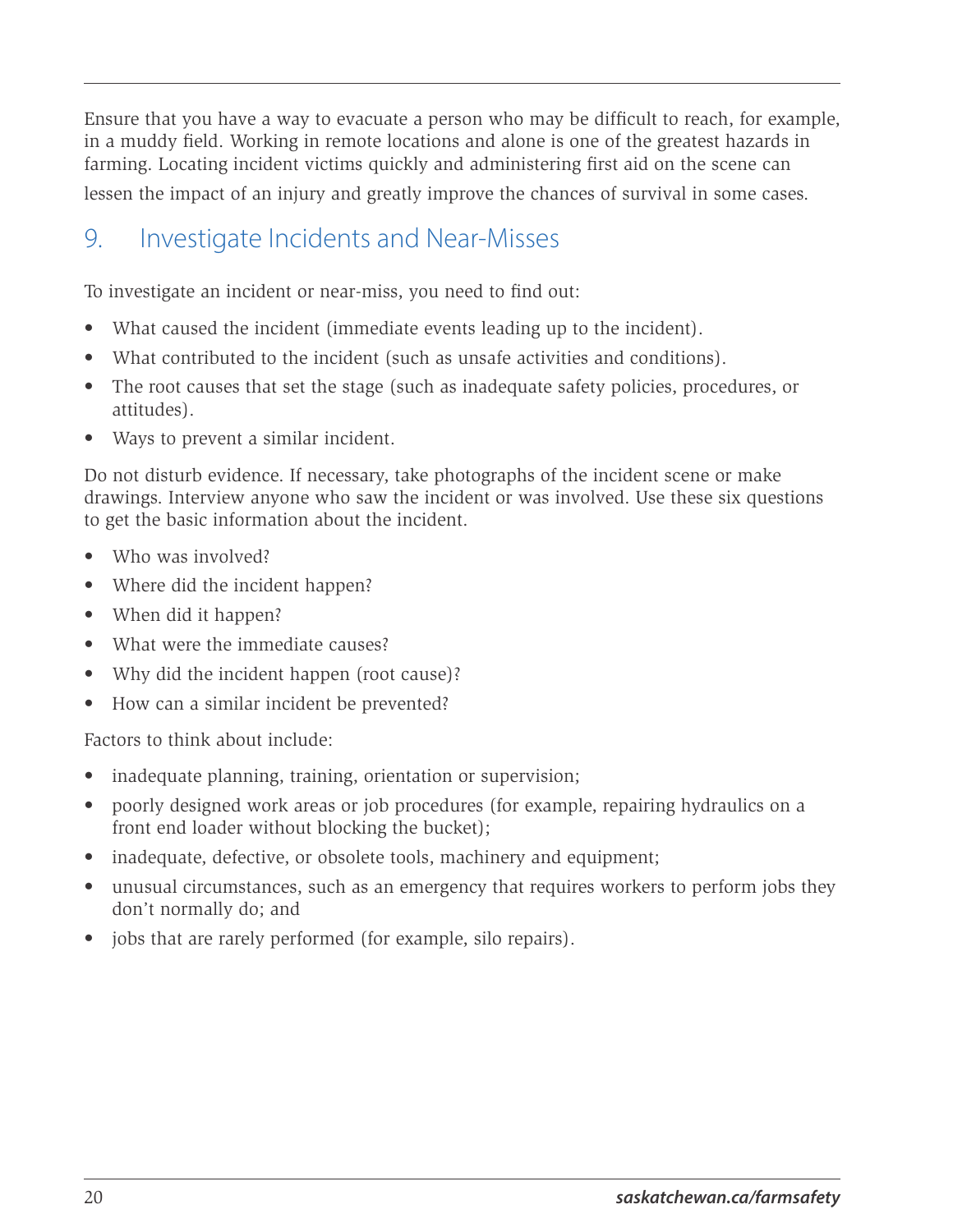Ensure that you have a way to evacuate a person who may be difficult to reach, for example, in a muddy field. Working in remote locations and alone is one of the greatest hazards in farming. Locating incident victims quickly and administering first aid on the scene can lessen the impact of an injury and greatly improve the chances of survival in some cases.

## 9. Investigate Incidents and Near-Misses

To investigate an incident or near-miss, you need to find out:

- What caused the incident (immediate events leading up to the incident).
- What contributed to the incident (such as unsafe activities and conditions).
- The root causes that set the stage (such as inadequate safety policies, procedures, or attitudes).
- Ways to prevent a similar incident.

Do not disturb evidence. If necessary, take photographs of the incident scene or make drawings. Interview anyone who saw the incident or was involved. Use these six questions to get the basic information about the incident.

- Who was involved?
- Where did the incident happen?
- When did it happen?
- What were the immediate causes?
- Why did the incident happen (root cause)?
- How can a similar incident be prevented?

Factors to think about include:

- inadequate planning, training, orientation or supervision;
- poorly designed work areas or job procedures (for example, repairing hydraulics on a front end loader without blocking the bucket);
- inadequate, defective, or obsolete tools, machinery and equipment;
- unusual circumstances, such as an emergency that requires workers to perform jobs they don't normally do; and
- jobs that are rarely performed (for example, silo repairs).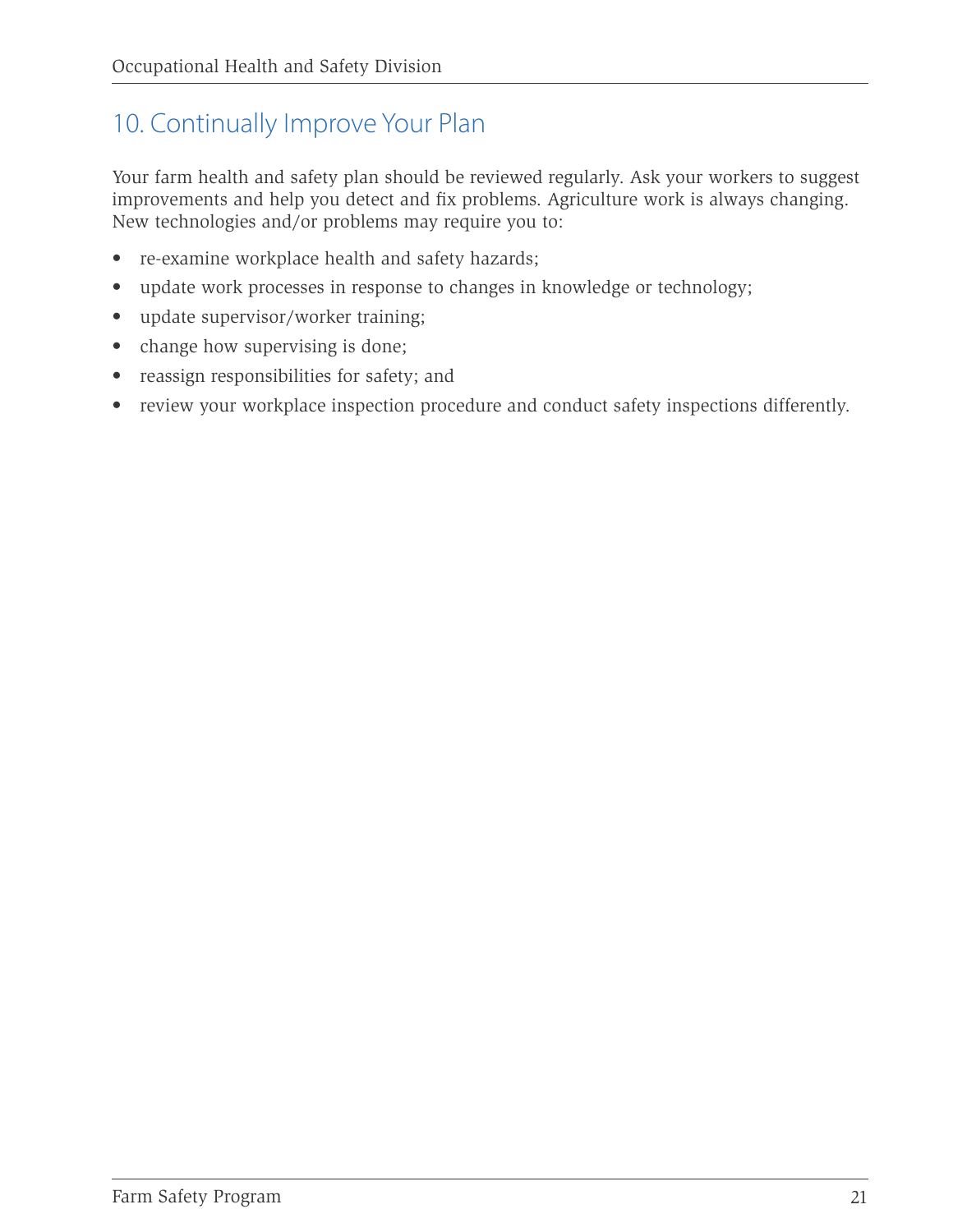## 10. Continually Improve Your Plan

Your farm health and safety plan should be reviewed regularly. Ask your workers to suggest improvements and help you detect and fix problems. Agriculture work is always changing. New technologies and/or problems may require you to:

- re-examine workplace health and safety hazards;
- update work processes in response to changes in knowledge or technology;
- update supervisor/worker training;
- change how supervising is done;
- reassign responsibilities for safety; and
- review your workplace inspection procedure and conduct safety inspections differently.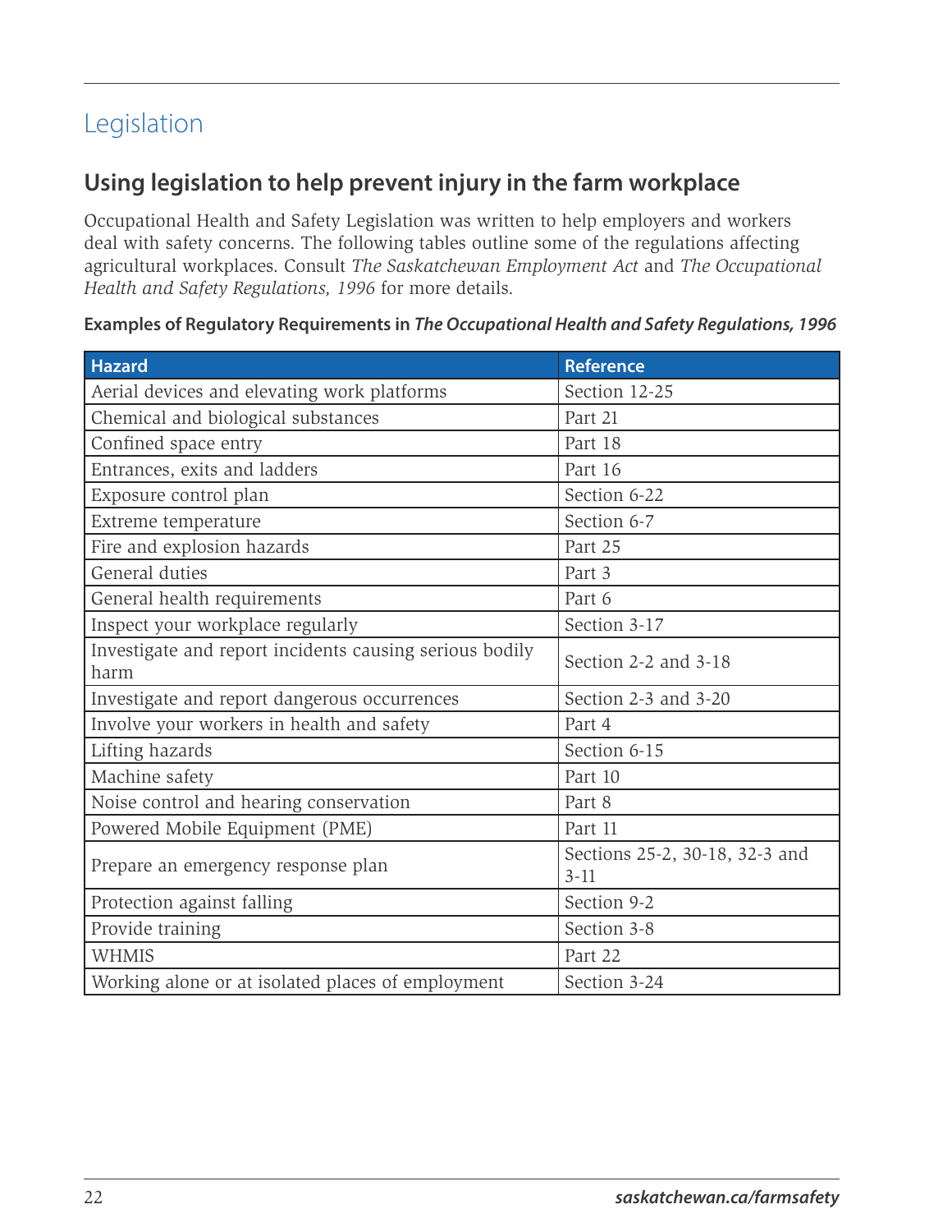# Legislation

## Using legislation to help prevent injury in the farm workplace

Occupational Health and Safety Legislation was written to help employers and workers deal with safety concerns. The following tables outline some of the regulations affecting agricultural workplaces. Consult *The Saskatchewan Employment Act* and *The Occupational Health and Safety Regulations, 1996* for more details.

**Examples of Regulatory Requirements in *The Occupational Health and Safety Regulations, 1996***

| Hazard | Reference |
|---|---|
| Aerial devices and elevating work platforms | Section 12-25 |
| Chemical and biological substances | Part 21 |
| Confined space entry | Part 18 |
| Entrances, exits and ladders | Part 16 |
| Exposure control plan | Section 6-22 |
| Extreme temperature | Section 6-7 |
| Fire and explosion hazards | Part 25 |
| General duties | Part 3 |
| General health requirements | Part 6 |
| Inspect your workplace regularly | Section 3-17 |
| Investigate and report incidents causing serious bodily harm | Section 2-2 and 3-18 |
| Investigate and report dangerous occurrences | Section 2-3 and 3-20 |
| Involve your workers in health and safety | Part 4 |
| Lifting hazards | Section 6-15 |
| Machine safety | Part 10 |
| Noise control and hearing conservation | Part 8 |
| Powered Mobile Equipment (PME) | Part 11 |
| Prepare an emergency response plan | Sections 25-2, 30-18, 32-3 and 3-11 |
| Protection against falling | Section 9-2 |
| Provide training | Section 3-8 |
| WHMIS | Part 22 |
| Working alone or at isolated places of employment | Section 3-24 |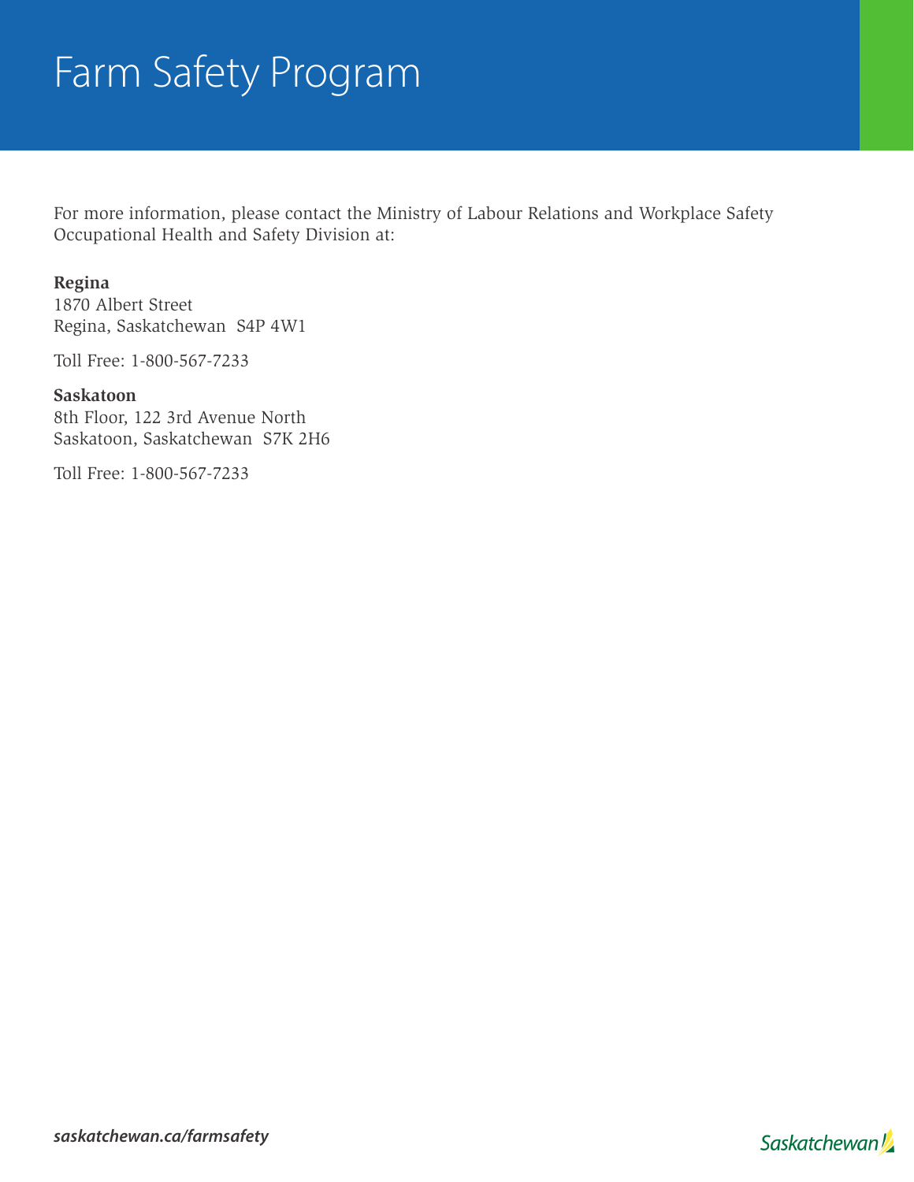# Farm Safety Program

For more information, please contact the Ministry of Labour Relations and Workplace Safety Occupational Health and Safety Division at:

**Regina**
1870 Albert Street
Regina, Saskatchewan S4P 4W1

Toll Free: 1-800-567-7233

**Saskatoon**
8th Floor, 122 3rd Avenue North
Saskatoon, Saskatchewan S7K 2H6

Toll Free: 1-800-567-7233

***saskatchewan.ca/farmsafety***

Saskatchewan